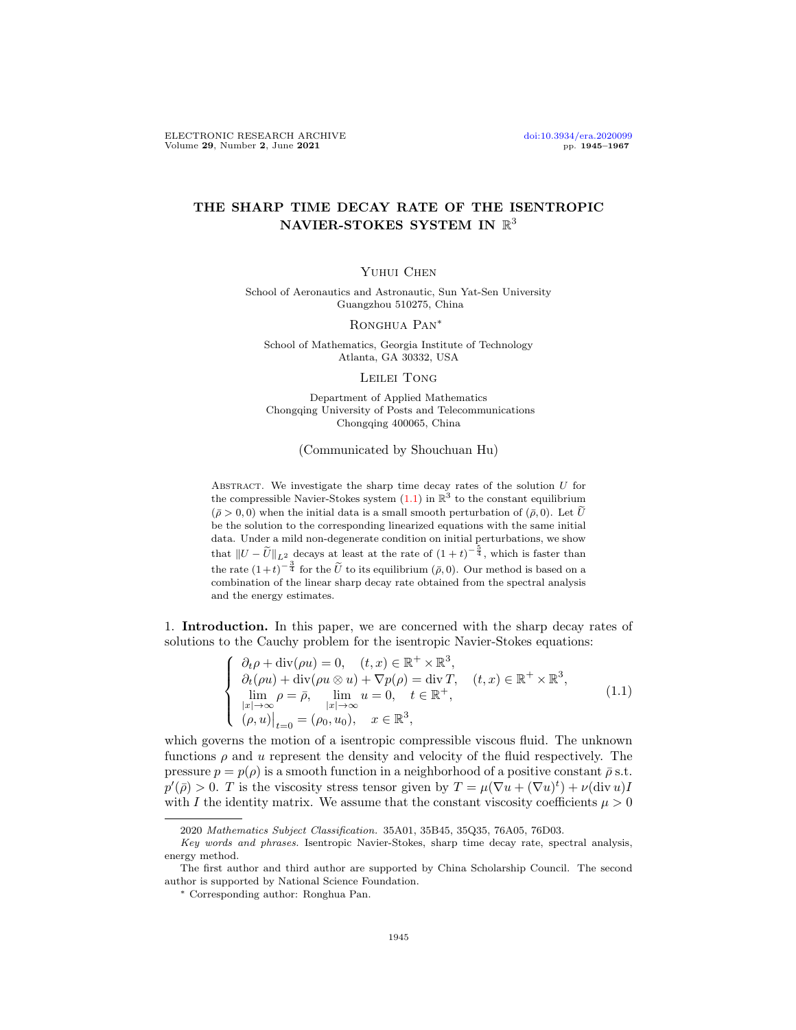# THE SHARP TIME DECAY RATE OF THE ISENTROPIC NAVIER-STOKES SYSTEM IN $\mathbb{R}^3$

Yuhui Chen

School of Aeronautics and Astronautic, Sun Yat-Sen University
Guangzhou 510275, China

Ronghua Pan*

School of Mathematics, Georgia Institute of Technology
Atlanta, GA 30332, USA

Leilei Tong

Department of Applied Mathematics
Chongqing University of Posts and Telecommunications
Chongqing 400065, China

(Communicated by Shouchuan Hu)

Abstract. We investigate the sharp time decay rates of the solution $U$ for the compressible Navier-Stokes system (1.1) in $\mathbb{R}^3$ to the constant equilibrium $(\bar{\rho} > 0, 0)$ when the initial data is a small smooth perturbation of $(\bar{\rho}, 0)$. Let $\widetilde{U}$ be the solution to the corresponding linearized equations with the same initial data. Under a mild non-degenerate condition on initial perturbations, we show that $\|U - \widetilde{U}\|_{L^2}$ decays at least at the rate of $(1+t)^{-\frac{5}{4}}$, which is faster than the rate $(1+t)^{-\frac{3}{4}}$ for the $\widetilde{U}$ to its equilibrium $(\bar{\rho}, 0)$. Our method is based on a combination of the linear sharp decay rate obtained from the spectral analysis and the energy estimates.

## 1. Introduction.

In this paper, we are concerned with the sharp decay rates of solutions to the Cauchy problem for the isentropic Navier-Stokes equations:

$$
\begin{cases}
\partial_t \rho + \operatorname{div}(\rho u) = 0, \quad (t, x) \in \mathbb{R}^+ \times \mathbb{R}^3, \\
\partial_t(\rho u) + \operatorname{div}(\rho u \otimes u) + \nabla p(\rho) = \operatorname{div} T, \quad (t, x) \in \mathbb{R}^+ \times \mathbb{R}^3, \\
\lim\limits_{|x| \to \infty} \rho = \bar{\rho}, \quad \lim\limits_{|x| \to \infty} u = 0, \quad t \in \mathbb{R}^+, \\
(\rho, u)\big|_{t=0} = (\rho_0, u_0), \quad x \in \mathbb{R}^3,
\end{cases}
\tag{1.1}
$$

which governs the motion of a isentropic compressible viscous fluid. The unknown functions $\rho$ and $u$ represent the density and velocity of the fluid respectively. The pressure $p = p(\rho)$ is a smooth function in a neighborhood of a positive constant $\bar{\rho}$ s.t. $p'(\bar{\rho}) > 0$. $T$ is the viscosity stress tensor given by $T = \mu(\nabla u + (\nabla u)^t) + \nu(\operatorname{div} u)I$ with $I$ the identity matrix. We assume that the constant viscosity coefficients $\mu > 0$

---

2020 *Mathematics Subject Classification.* 35A01, 35B45, 35Q35, 76A05, 76D03.

*Key words and phrases.* Isentropic Navier-Stokes, sharp time decay rate, spectral analysis, energy method.

The first author and third author are supported by China Scholarship Council. The second author is supported by National Science Foundation.

\* Corresponding author: Ronghua Pan.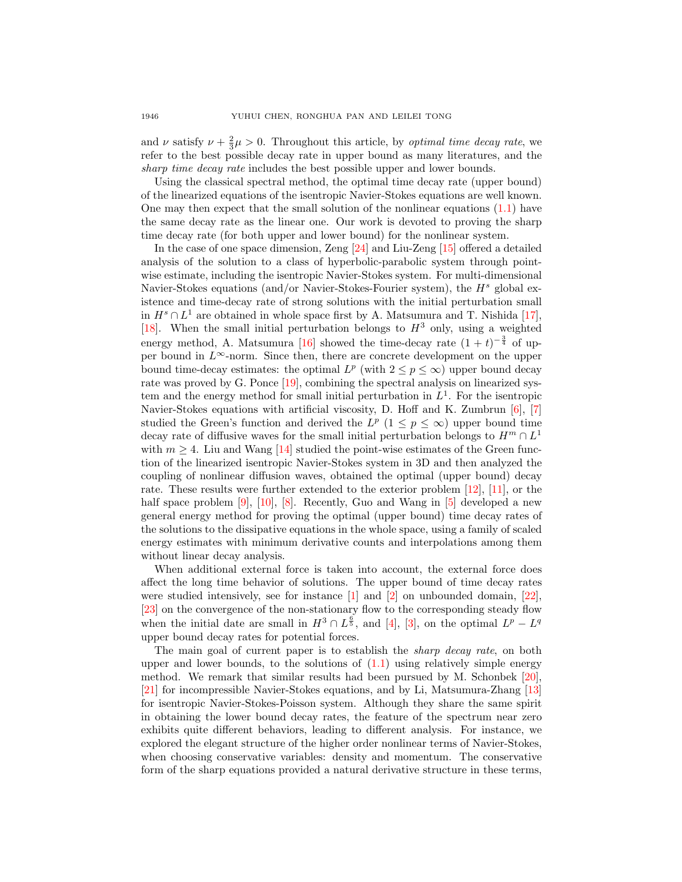and $\nu$ satisfy $\nu + \frac{2}{3}\mu > 0$. Throughout this article, by *optimal time decay rate*, we refer to the best possible decay rate in upper bound as many literatures, and the *sharp time decay rate* includes the best possible upper and lower bounds.

Using the classical spectral method, the optimal time decay rate (upper bound) of the linearized equations of the isentropic Navier-Stokes equations are well known. One may then expect that the small solution of the nonlinear equations (1.1) have the same decay rate as the linear one. Our work is devoted to proving the sharp time decay rate (for both upper and lower bound) for the nonlinear system.

In the case of one space dimension, Zeng [24] and Liu-Zeng [15] offered a detailed analysis of the solution to a class of hyperbolic-parabolic system through point-wise estimate, including the isentropic Navier-Stokes system. For multi-dimensional Navier-Stokes equations (and/or Navier-Stokes-Fourier system), the $H^s$ global existence and time-decay rate of strong solutions with the initial perturbation small in $H^s \cap L^1$ are obtained in whole space first by A. Matsumura and T. Nishida [17], [18]. When the small initial perturbation belongs to $H^3$ only, using a weighted energy method, A. Matsumura [16] showed the time-decay rate $(1+t)^{-\frac{3}{4}}$ of upper bound in $L^\infty$-norm. Since then, there are concrete development on the upper bound time-decay estimates: the optimal $L^p$ (with $2 \leq p \leq \infty$) upper bound decay rate was proved by G. Ponce [19], combining the spectral analysis on linearized system and the energy method for small initial perturbation in $L^1$. For the isentropic Navier-Stokes equations with artificial viscosity, D. Hoff and K. Zumbrun [6], [7] studied the Green's function and derived the $L^p$ ($1 \leq p \leq \infty$) upper bound time decay rate of diffusive waves for the small initial perturbation belongs to $H^m \cap L^1$ with $m \geq 4$. Liu and Wang [14] studied the point-wise estimates of the Green function of the linearized isentropic Navier-Stokes system in 3D and then analyzed the coupling of nonlinear diffusion waves, obtained the optimal (upper bound) decay rate. These results were further extended to the exterior problem [12], [11], or the half space problem [9], [10], [8]. Recently, Guo and Wang in [5] developed a new general energy method for proving the optimal (upper bound) time decay rates of the solutions to the dissipative equations in the whole space, using a family of scaled energy estimates with minimum derivative counts and interpolations among them without linear decay analysis.

When additional external force is taken into account, the external force does affect the long time behavior of solutions. The upper bound of time decay rates were studied intensively, see for instance [1] and [2] on unbounded domain, [22], [23] on the convergence of the non-stationary flow to the corresponding steady flow when the initial date are small in $H^3 \cap L^{\frac{6}{5}}$, and [4], [3], on the optimal $L^p - L^q$ upper bound decay rates for potential forces.

The main goal of current paper is to establish the *sharp decay rate*, on both upper and lower bounds, to the solutions of (1.1) using relatively simple energy method. We remark that similar results had been pursued by M. Schonbek [20], [21] for incompressible Navier-Stokes equations, and by Li, Matsumura-Zhang [13] for isentropic Navier-Stokes-Poisson system. Although they share the same spirit in obtaining the lower bound decay rates, the feature of the spectrum near zero exhibits quite different behaviors, leading to different analysis. For instance, we explored the elegant structure of the higher order nonlinear terms of Navier-Stokes, when choosing conservative variables: density and momentum. The conservative form of the sharp equations provided a natural derivative structure in these terms,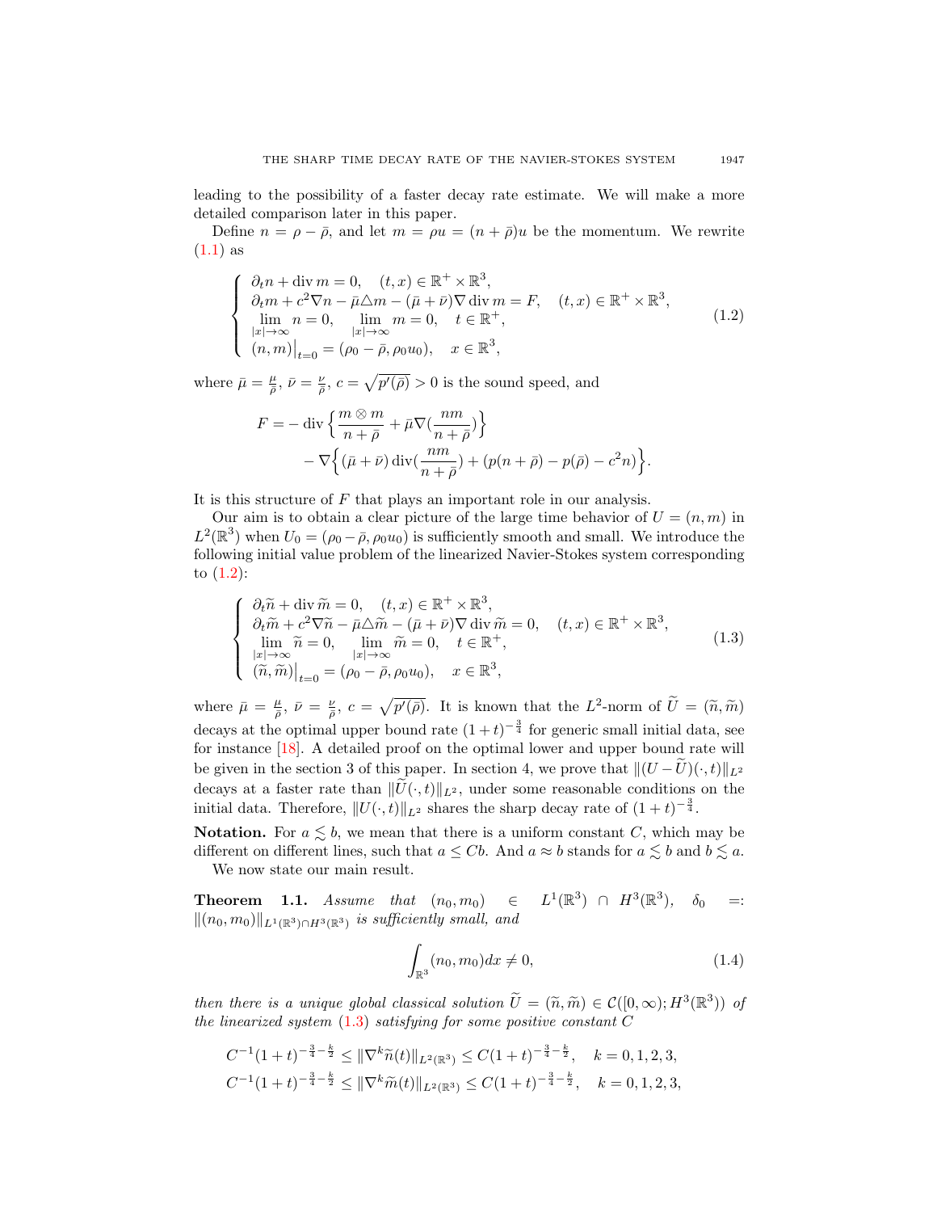leading to the possibility of a faster decay rate estimate. We will make a more detailed comparison later in this paper.

Define $n = \rho - \bar{\rho}$, and let $m = \rho u = (n + \bar{\rho})u$ be the momentum. We rewrite (1.1) as

$$
\left\{
\begin{array}{l}
\partial_t n + \operatorname{div} m = 0, \quad (t,x) \in \mathbb{R}^+ \times \mathbb{R}^3, \\
\partial_t m + c^2 \nabla n - \bar{\mu} \triangle m - (\bar{\mu} + \bar{\nu}) \nabla \operatorname{div} m = F, \quad (t,x) \in \mathbb{R}^+ \times \mathbb{R}^3, \\
\lim\limits_{|x| \to \infty} n = 0, \quad \lim\limits_{|x| \to \infty} m = 0, \quad t \in \mathbb{R}^+, \\
(n, m)\big|_{t=0} = (\rho_0 - \bar{\rho}, \rho_0 u_0), \quad x \in \mathbb{R}^3,
\end{array}
\right.
\tag{1.2}
$$

where $\bar{\mu} = \frac{\mu}{\bar{\rho}}$, $\bar{\nu} = \frac{\nu}{\bar{\rho}}$, $c = \sqrt{p'(\bar{\rho})} > 0$ is the sound speed, and

$$
\begin{aligned}
F = & - \operatorname{div} \Big\{ \frac{m \otimes m}{n + \bar{\rho}} + \bar{\mu} \nabla \Big(\frac{nm}{n + \bar{\rho}}\Big) \Big\} \\
& - \nabla \Big\{ (\bar{\mu} + \bar{\nu}) \operatorname{div} \Big(\frac{nm}{n + \bar{\rho}}\Big) + (p(n + \bar{\rho}) - p(\bar{\rho}) - c^2 n) \Big\}.
\end{aligned}
$$

It is this structure of $F$ that plays an important role in our analysis.

Our aim is to obtain a clear picture of the large time behavior of $U = (n, m)$ in $L^2(\mathbb{R}^3)$ when $U_0 = (\rho_0 - \bar{\rho}, \rho_0 u_0)$ is sufficiently smooth and small. We introduce the following initial value problem of the linearized Navier-Stokes system corresponding to (1.2):

$$
\left\{
\begin{array}{l}
\partial_t \widetilde{n} + \operatorname{div} \widetilde{m} = 0, \quad (t,x) \in \mathbb{R}^+ \times \mathbb{R}^3, \\
\partial_t \widetilde{m} + c^2 \nabla \widetilde{n} - \bar{\mu} \triangle \widetilde{m} - (\bar{\mu} + \bar{\nu}) \nabla \operatorname{div} \widetilde{m} = 0, \quad (t,x) \in \mathbb{R}^+ \times \mathbb{R}^3, \\
\lim\limits_{|x| \to \infty} \widetilde{n} = 0, \quad \lim\limits_{|x| \to \infty} \widetilde{m} = 0, \quad t \in \mathbb{R}^+, \\
(\widetilde{n}, \widetilde{m})\big|_{t=0} = (\rho_0 - \bar{\rho}, \rho_0 u_0), \quad x \in \mathbb{R}^3,
\end{array}
\right.
\tag{1.3}
$$

where $\bar{\mu} = \frac{\mu}{\bar{\rho}}$, $\bar{\nu} = \frac{\nu}{\bar{\rho}}$, $c = \sqrt{p'(\bar{\rho})}$. It is known that the $L^2$-norm of $\widetilde{U} = (\widetilde{n}, \widetilde{m})$ decays at the optimal upper bound rate $(1+t)^{-\frac{3}{4}}$ for generic small initial data, see for instance [18]. A detailed proof on the optimal lower and upper bound rate will be given in the section 3 of this paper. In section 4, we prove that $\|(U - \widetilde{U})(\cdot, t)\|_{L^2}$ decays at a faster rate than $\|\widetilde{U}(\cdot, t)\|_{L^2}$, under some reasonable conditions on the initial data. Therefore, $\|U(\cdot, t)\|_{L^2}$ shares the sharp decay rate of $(1+t)^{-\frac{3}{4}}$.

**Notation.** For $a \lesssim b$, we mean that there is a uniform constant $C$, which may be different on different lines, such that $a \leq Cb$. And $a \approx b$ stands for $a \lesssim b$ and $b \lesssim a$.

We now state our main result.

**Theorem 1.1.** *Assume that $(n_0, m_0) \in L^1(\mathbb{R}^3) \cap H^3(\mathbb{R}^3)$, $\delta_0 =: \|(n_0, m_0)\|_{L^1(\mathbb{R}^3) \cap H^3(\mathbb{R}^3)}$ is sufficiently small, and*

$$
\int_{\mathbb{R}^3} (n_0, m_0) dx \neq 0,
\tag{1.4}
$$

*then there is a unique global classical solution $\widetilde{U} = (\widetilde{n}, \widetilde{m}) \in \mathcal{C}([0, \infty); H^3(\mathbb{R}^3))$ of the linearized system (1.3) satisfying for some positive constant $C$*

$$
\begin{aligned}
& C^{-1}(1+t)^{-\frac{3}{4} - \frac{k}{2}} \leq \|\nabla^k \widetilde{n}(t)\|_{L^2(\mathbb{R}^3)} \leq C(1+t)^{-\frac{3}{4} - \frac{k}{2}}, \quad k = 0, 1, 2, 3, \\
& C^{-1}(1+t)^{-\frac{3}{4} - \frac{k}{2}} \leq \|\nabla^k \widetilde{m}(t)\|_{L^2(\mathbb{R}^3)} \leq C(1+t)^{-\frac{3}{4} - \frac{k}{2}}, \quad k = 0, 1, 2, 3,
\end{aligned}
$$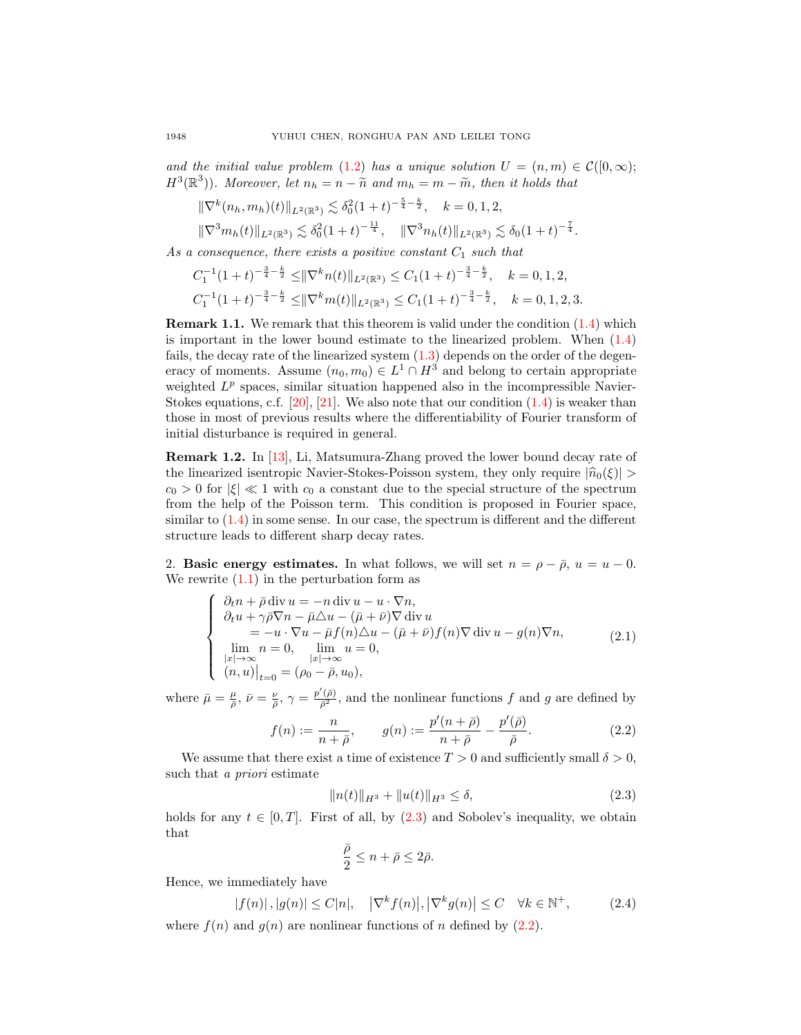*and the initial value problem* (1.2) *has a unique solution* $U = (n, m) \in \mathcal{C}([0,\infty); H^3(\mathbb{R}^3))$*. Moreover, let* $n_h = n - \widetilde{n}$ *and* $m_h = m - \widetilde{m}$*, then it holds that*

$$\|\nabla^k (n_h, m_h)(t)\|_{L^2(\mathbb{R}^3)} \lesssim \delta_0^2 (1+t)^{-\frac{5}{4}-\frac{k}{2}}, \quad k = 0, 1, 2,$$

$$\|\nabla^3 m_h(t)\|_{L^2(\mathbb{R}^3)} \lesssim \delta_0^2 (1+t)^{-\frac{11}{4}}, \quad \|\nabla^3 n_h(t)\|_{L^2(\mathbb{R}^3)} \lesssim \delta_0 (1+t)^{-\frac{7}{4}}.$$

*As a consequence, there exists a positive constant* $C_1$ *such that*

$$C_1^{-1}(1+t)^{-\frac{3}{4}-\frac{k}{2}} \leq \|\nabla^k n(t)\|_{L^2(\mathbb{R}^3)} \leq C_1 (1+t)^{-\frac{3}{4}-\frac{k}{2}}, \quad k = 0, 1, 2,$$

$$C_1^{-1}(1+t)^{-\frac{3}{4}-\frac{k}{2}} \leq \|\nabla^k m(t)\|_{L^2(\mathbb{R}^3)} \leq C_1 (1+t)^{-\frac{3}{4}-\frac{k}{2}}, \quad k = 0, 1, 2, 3.$$

**Remark 1.1.** We remark that this theorem is valid under the condition (1.4) which is important in the lower bound estimate to the linearized problem. When (1.4) fails, the decay rate of the linearized system (1.3) depends on the order of the degeneracy of moments. Assume $(n_0, m_0) \in L^1 \cap H^3$ and belong to certain appropriate weighted $L^p$ spaces, similar situation happened also in the incompressible Navier-Stokes equations, c.f. [20], [21]. We also note that our condition (1.4) is weaker than those in most of previous results where the differentiability of Fourier transform of initial disturbance is required in general.

**Remark 1.2.** In [13], Li, Matsumura-Zhang proved the lower bound decay rate of the linearized isentropic Navier-Stokes-Poisson system, they only require $|\widehat{n}_0(\xi)| > c_0 > 0$ for $|\xi| \ll 1$ with $c_0$ a constant due to the special structure of the spectrum from the help of the Poisson term. This condition is proposed in Fourier space, similar to (1.4) in some sense. In our case, the spectrum is different and the different structure leads to different sharp decay rates.

## 2. Basic energy estimates.

In what follows, we will set $n = \rho - \bar{\rho}$, $u = u - 0$. We rewrite (1.1) in the perturbation form as

$$\begin{cases} \partial_t n + \bar{\rho} \operatorname{div} u = -n \operatorname{div} u - u \cdot \nabla n, \\ \partial_t u + \gamma \bar{\rho} \nabla n - \bar{\mu} \triangle u - (\bar{\mu} + \bar{\nu}) \nabla \operatorname{div} u \\ \qquad = -u \cdot \nabla u - \bar{\mu} f(n) \triangle u - (\bar{\mu} + \bar{\nu}) f(n) \nabla \operatorname{div} u - g(n) \nabla n, \\ \lim\limits_{|x|\to\infty} n = 0, \quad \lim\limits_{|x|\to\infty} u = 0, \\ (n, u)\big|_{t=0} = (\rho_0 - \bar{\rho}, u_0), \end{cases} \tag{2.1}$$

where $\bar{\mu} = \frac{\mu}{\bar{\rho}}$, $\bar{\nu} = \frac{\nu}{\bar{\rho}}$, $\gamma = \frac{p'(\bar{\rho})}{\bar{\rho}^2}$, and the nonlinear functions $f$ and $g$ are defined by

$$f(n) := \frac{n}{n + \bar{\rho}}, \qquad g(n) := \frac{p'(n + \bar{\rho})}{n + \bar{\rho}} - \frac{p'(\bar{\rho})}{\bar{\rho}}. \tag{2.2}$$

We assume that there exist a time of existence $T > 0$ and sufficiently small $\delta > 0$, such that *a priori* estimate

$$\|n(t)\|_{H^3} + \|u(t)\|_{H^3} \leq \delta, \tag{2.3}$$

holds for any $t \in [0, T]$. First of all, by (2.3) and Sobolev's inequality, we obtain that

$$\frac{\bar{\rho}}{2} \leq n + \bar{\rho} \leq 2\bar{\rho}.$$

Hence, we immediately have

$$|f(n)|, |g(n)| \leq C|n|, \quad \left|\nabla^k f(n)\right|, \left|\nabla^k g(n)\right| \leq C \quad \forall k \in \mathbb{N}^+, \tag{2.4}$$

where $f(n)$ and $g(n)$ are nonlinear functions of $n$ defined by (2.2).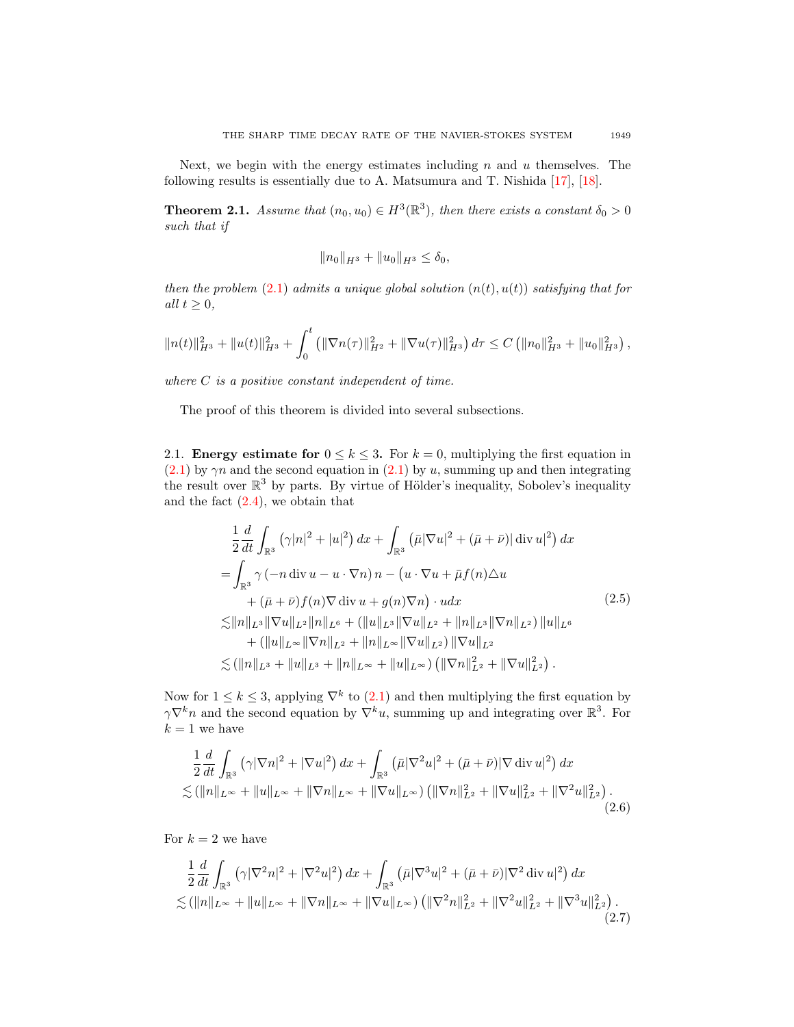Next, we begin with the energy estimates including $n$ and $u$ themselves. The following results is essentially due to A. Matsumura and T. Nishida [17], [18].

**Theorem 2.1.** *Assume that $(n_0, u_0) \in H^3(\mathbb{R}^3)$, then there exists a constant $\delta_0 > 0$ such that if*

$$\|n_0\|_{H^3} + \|u_0\|_{H^3} \le \delta_0,$$

*then the problem (2.1) admits a unique global solution $(n(t), u(t))$ satisfying that for all $t \ge 0$,*

$$\|n(t)\|_{H^3}^2 + \|u(t)\|_{H^3}^2 + \int_0^t \left( \|\nabla n(\tau)\|_{H^2}^2 + \|\nabla u(\tau)\|_{H^3}^2 \right) d\tau \le C \left( \|n_0\|_{H^3}^2 + \|u_0\|_{H^3}^2 \right),$$

*where $C$ is a positive constant independent of time.*

The proof of this theorem is divided into several subsections.

2.1. **Energy estimate for $0 \le k \le 3$.** For $k = 0$, multiplying the first equation in (2.1) by $\gamma n$ and the second equation in (2.1) by $u$, summing up and then integrating the result over $\mathbb{R}^3$ by parts. By virtue of Hölder's inequality, Sobolev's inequality and the fact (2.4), we obtain that

$$\begin{aligned}
&\frac{1}{2}\frac{d}{dt}\int_{\mathbb{R}^3} \left( \gamma |n|^2 + |u|^2 \right) dx + \int_{\mathbb{R}^3} \left( \bar{\mu} |\nabla u|^2 + (\bar{\mu} + \bar{\nu}) |\operatorname{div} u|^2 \right) dx \\
=& \int_{\mathbb{R}^3} \gamma \left( -n \operatorname{div} u - u \cdot \nabla n \right) n - \big( u \cdot \nabla u + \bar{\mu} f(n) \triangle u \\
&\quad + (\bar{\mu} + \bar{\nu}) f(n) \nabla \operatorname{div} u + g(n) \nabla n \big) \cdot u dx \\
\lesssim & \|n\|_{L^3} \|\nabla u\|_{L^2} \|n\|_{L^6} + \left( \|u\|_{L^3} \|\nabla u\|_{L^2} + \|n\|_{L^3} \|\nabla n\|_{L^2} \right) \|u\|_{L^6} \\
&\quad + \left( \|u\|_{L^\infty} \|\nabla n\|_{L^2} + \|n\|_{L^\infty} \|\nabla u\|_{L^2} \right) \|\nabla u\|_{L^2} \\
\lesssim & \left( \|n\|_{L^3} + \|u\|_{L^3} + \|n\|_{L^\infty} + \|u\|_{L^\infty} \right) \left( \|\nabla n\|_{L^2}^2 + \|\nabla u\|_{L^2}^2 \right).
\end{aligned} \tag{2.5}$$

Now for $1 \le k \le 3$, applying $\nabla^k$ to (2.1) and then multiplying the first equation by $\gamma \nabla^k n$ and the second equation by $\nabla^k u$, summing up and integrating over $\mathbb{R}^3$. For $k = 1$ we have

$$\begin{aligned}
&\frac{1}{2}\frac{d}{dt}\int_{\mathbb{R}^3} \left( \gamma |\nabla n|^2 + |\nabla u|^2 \right) dx + \int_{\mathbb{R}^3} \left( \bar{\mu} |\nabla^2 u|^2 + (\bar{\mu} + \bar{\nu}) |\nabla \operatorname{div} u|^2 \right) dx \\
\lesssim & \left( \|n\|_{L^\infty} + \|u\|_{L^\infty} + \|\nabla n\|_{L^\infty} + \|\nabla u\|_{L^\infty} \right) \left( \|\nabla n\|_{L^2}^2 + \|\nabla u\|_{L^2}^2 + \|\nabla^2 u\|_{L^2}^2 \right).
\end{aligned} \tag{2.6}$$

For $k = 2$ we have

$$\begin{aligned}
&\frac{1}{2}\frac{d}{dt}\int_{\mathbb{R}^3} \left( \gamma |\nabla^2 n|^2 + |\nabla^2 u|^2 \right) dx + \int_{\mathbb{R}^3} \left( \bar{\mu} |\nabla^3 u|^2 + (\bar{\mu} + \bar{\nu}) |\nabla^2 \operatorname{div} u|^2 \right) dx \\
\lesssim & \left( \|n\|_{L^\infty} + \|u\|_{L^\infty} + \|\nabla n\|_{L^\infty} + \|\nabla u\|_{L^\infty} \right) \left( \|\nabla^2 n\|_{L^2}^2 + \|\nabla^2 u\|_{L^2}^2 + \|\nabla^3 u\|_{L^2}^2 \right).
\end{aligned} \tag{2.7}$$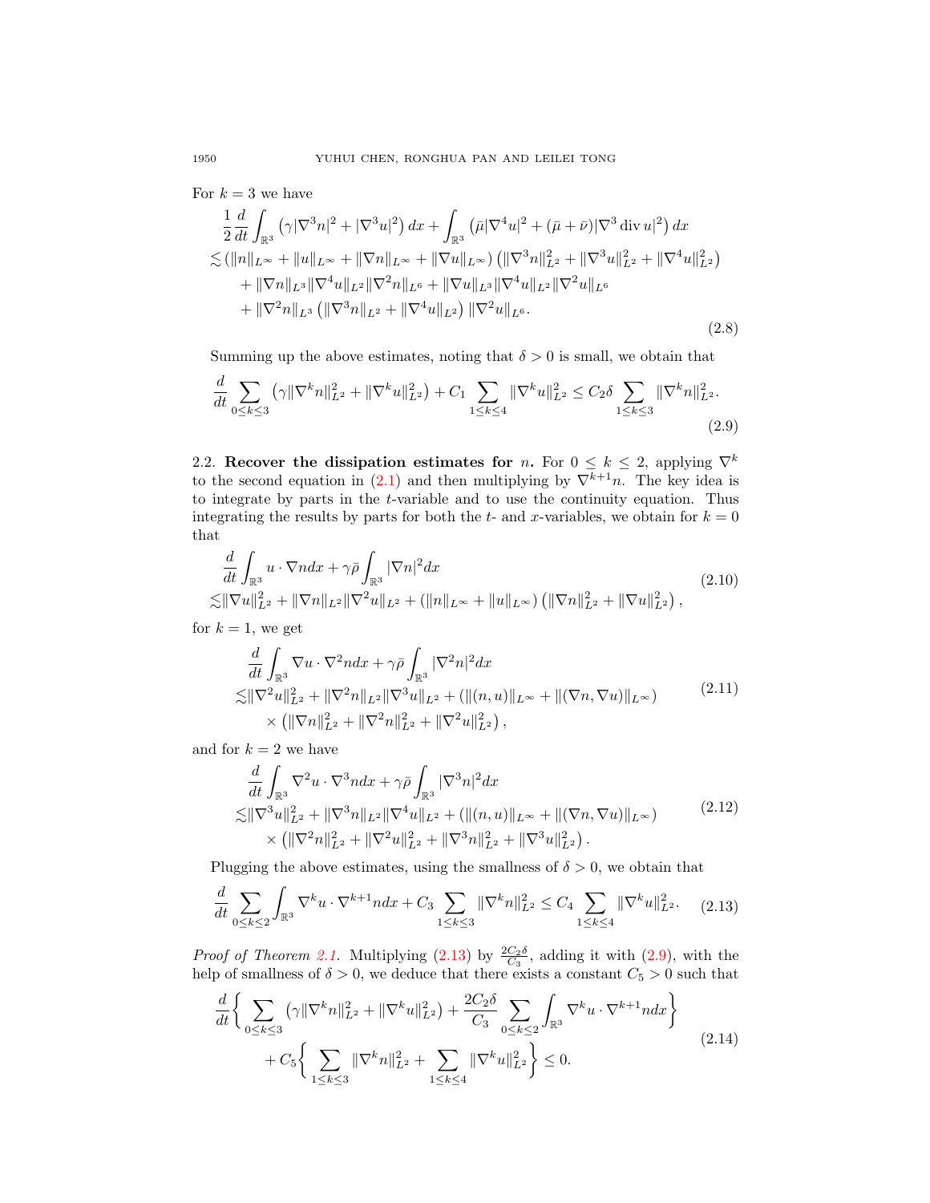For $k = 3$ we have

$$
\begin{aligned}
&\frac{1}{2}\frac{d}{dt}\int_{\mathbb{R}^3}\left(\gamma|\nabla^3 n|^2+|\nabla^3 u|^2\right)dx+\int_{\mathbb{R}^3}\left(\bar{\mu}|\nabla^4 u|^2+(\bar{\mu}+\bar{\nu})|\nabla^3 \operatorname{div} u|^2\right)dx\\
&\lesssim\left(\|n\|_{L^\infty}+\|u\|_{L^\infty}+\|\nabla n\|_{L^\infty}+\|\nabla u\|_{L^\infty}\right)\left(\|\nabla^3 n\|_{L^2}^2+\|\nabla^3 u\|_{L^2}^2+\|\nabla^4 u\|_{L^2}^2\right)\\
&\quad+\|\nabla n\|_{L^3}\|\nabla^4 u\|_{L^2}\|\nabla^2 n\|_{L^6}+\|\nabla u\|_{L^3}\|\nabla^4 u\|_{L^2}\|\nabla^2 u\|_{L^6}\\
&\quad+\|\nabla^2 n\|_{L^3}\left(\|\nabla^3 n\|_{L^2}+\|\nabla^4 u\|_{L^2}\right)\|\nabla^2 u\|_{L^6}.
\end{aligned}
\tag{2.8}
$$

Summing up the above estimates, noting that $\delta > 0$ is small, we obtain that

$$
\frac{d}{dt}\sum_{0\le k\le 3}\left(\gamma\|\nabla^k n\|_{L^2}^2+\|\nabla^k u\|_{L^2}^2\right)+C_1\sum_{1\le k\le 4}\|\nabla^k u\|_{L^2}^2\le C_2\delta\sum_{1\le k\le 3}\|\nabla^k n\|_{L^2}^2.
\tag{2.9}
$$

2.2. **Recover the dissipation estimates for** $n$**.** For $0 \le k \le 2$, applying $\nabla^k$ to the second equation in (2.1) and then multiplying by $\nabla^{k+1}n$. The key idea is to integrate by parts in the $t$-variable and to use the continuity equation. Thus integrating the results by parts for both the $t$- and $x$-variables, we obtain for $k = 0$ that

$$
\begin{aligned}
&\frac{d}{dt}\int_{\mathbb{R}^3} u\cdot\nabla n dx+\gamma\bar{\rho}\int_{\mathbb{R}^3}|\nabla n|^2 dx\\
&\lesssim\|\nabla u\|_{L^2}^2+\|\nabla n\|_{L^2}\|\nabla^2 u\|_{L^2}+\left(\|n\|_{L^\infty}+\|u\|_{L^\infty}\right)\left(\|\nabla n\|_{L^2}^2+\|\nabla u\|_{L^2}^2\right),
\end{aligned}
\tag{2.10}
$$

for $k = 1$, we get

$$
\begin{aligned}
&\frac{d}{dt}\int_{\mathbb{R}^3}\nabla u\cdot\nabla^2 n dx+\gamma\bar{\rho}\int_{\mathbb{R}^3}|\nabla^2 n|^2 dx\\
&\lesssim\|\nabla^2 u\|_{L^2}^2+\|\nabla^2 n\|_{L^2}\|\nabla^3 u\|_{L^2}+\left(\|(n,u)\|_{L^\infty}+\|(\nabla n,\nabla u)\|_{L^\infty}\right)\\
&\quad\times\left(\|\nabla n\|_{L^2}^2+\|\nabla^2 n\|_{L^2}^2+\|\nabla^2 u\|_{L^2}^2\right),
\end{aligned}
\tag{2.11}
$$

and for $k = 2$ we have

$$
\begin{aligned}
&\frac{d}{dt}\int_{\mathbb{R}^3}\nabla^2 u\cdot\nabla^3 n dx+\gamma\bar{\rho}\int_{\mathbb{R}^3}|\nabla^3 n|^2 dx\\
&\lesssim\|\nabla^3 u\|_{L^2}^2+\|\nabla^3 n\|_{L^2}\|\nabla^4 u\|_{L^2}+\left(\|(n,u)\|_{L^\infty}+\|(\nabla n,\nabla u)\|_{L^\infty}\right)\\
&\quad\times\left(\|\nabla^2 n\|_{L^2}^2+\|\nabla^2 u\|_{L^2}^2+\|\nabla^3 n\|_{L^2}^2+\|\nabla^3 u\|_{L^2}^2\right).
\end{aligned}
\tag{2.12}
$$

Plugging the above estimates, using the smallness of $\delta > 0$, we obtain that

$$
\frac{d}{dt}\sum_{0\le k\le 2}\int_{\mathbb{R}^3}\nabla^k u\cdot\nabla^{k+1} n dx+C_3\sum_{1\le k\le 3}\|\nabla^k n\|_{L^2}^2\le C_4\sum_{1\le k\le 4}\|\nabla^k u\|_{L^2}^2.
\tag{2.13}
$$

*Proof of Theorem 2.1.* Multiplying (2.13) by $\frac{2C_2\delta}{C_3}$, adding it with (2.9), with the help of smallness of $\delta > 0$, we deduce that there exists a constant $C_5 > 0$ such that

$$
\begin{aligned}
&\frac{d}{dt}\left\{\sum_{0\le k\le 3}\left(\gamma\|\nabla^k n\|_{L^2}^2+\|\nabla^k u\|_{L^2}^2\right)+\frac{2C_2\delta}{C_3}\sum_{0\le k\le 2}\int_{\mathbb{R}^3}\nabla^k u\cdot\nabla^{k+1} n dx\right\}\\
&\quad+C_5\left\{\sum_{1\le k\le 3}\|\nabla^k n\|_{L^2}^2+\sum_{1\le k\le 4}\|\nabla^k u\|_{L^2}^2\right\}\le 0.
\end{aligned}
\tag{2.14}
$$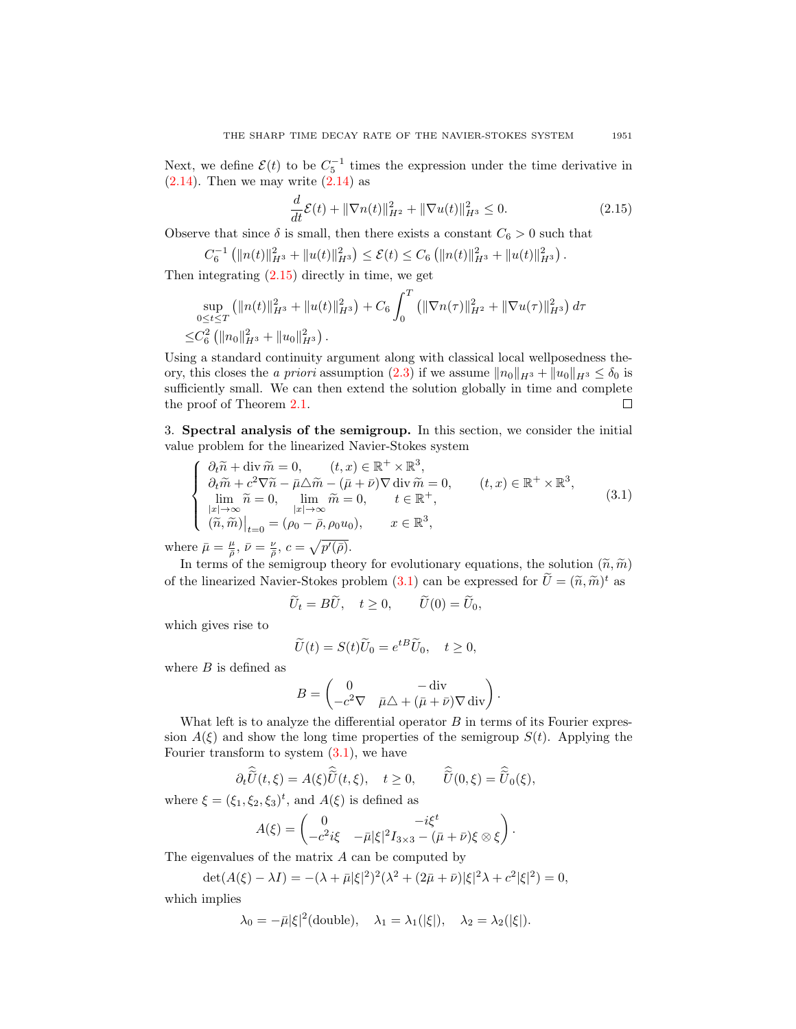Next, we define $\mathcal{E}(t)$ to be $C_5^{-1}$ times the expression under the time derivative in (2.14). Then we may write (2.14) as

$$\frac{d}{dt}\mathcal{E}(t) + \|\nabla n(t)\|_{H^2}^2 + \|\nabla u(t)\|_{H^3}^2 \le 0. \tag{2.15}$$

Observe that since $\delta$ is small, then there exists a constant $C_6 > 0$ such that

$$C_6^{-1}\left(\|n(t)\|_{H^3}^2 + \|u(t)\|_{H^3}^2\right) \le \mathcal{E}(t) \le C_6\left(\|n(t)\|_{H^3}^2 + \|u(t)\|_{H^3}^2\right).$$

Then integrating (2.15) directly in time, we get

$$\begin{aligned}&\sup_{0\le t\le T}\left(\|n(t)\|_{H^3}^2 + \|u(t)\|_{H^3}^2\right) + C_6\int_0^T\left(\|\nabla n(\tau)\|_{H^2}^2 + \|\nabla u(\tau)\|_{H^3}^2\right)d\tau\\ \le& C_6^2\left(\|n_0\|_{H^3}^2 + \|u_0\|_{H^3}^2\right).\end{aligned}$$

Using a standard continuity argument along with classical local wellposedness theory, this closes the *a priori* assumption (2.3) if we assume $\|n_0\|_{H^3} + \|u_0\|_{H^3} \le \delta_0$ is sufficiently small. We can then extend the solution globally in time and complete the proof of Theorem 2.1. $\square$

3. **Spectral analysis of the semigroup.** In this section, we consider the initial value problem for the linearized Navier-Stokes system

$$\begin{cases}\partial_t\widetilde{n} + \operatorname{div}\widetilde{m} = 0, & (t,x)\in\mathbb{R}^+\times\mathbb{R}^3,\\ \partial_t\widetilde{m} + c^2\nabla\widetilde{n} - \bar{\mu}\triangle\widetilde{m} - (\bar{\mu}+\bar{\nu})\nabla\operatorname{div}\widetilde{m} = 0, & (t,x)\in\mathbb{R}^+\times\mathbb{R}^3,\\ \lim\limits_{|x|\to\infty}\widetilde{n} = 0, \quad \lim\limits_{|x|\to\infty}\widetilde{m} = 0, & t\in\mathbb{R}^+,\\ (\widetilde{n},\widetilde{m})\big|_{t=0} = (\rho_0-\bar{\rho},\rho_0 u_0), & x\in\mathbb{R}^3,\end{cases} \tag{3.1}$$

where $\bar{\mu} = \frac{\mu}{\bar{\rho}}$, $\bar{\nu} = \frac{\nu}{\bar{\rho}}$, $c = \sqrt{p'(\bar{\rho})}$.

In terms of the semigroup theory for evolutionary equations, the solution $(\widetilde{n},\widetilde{m})$ of the linearized Navier-Stokes problem (3.1) can be expressed for $\widetilde{U} = (\widetilde{n},\widetilde{m})^t$ as

$$\widetilde{U}_t = B\widetilde{U}, \quad t\ge 0, \qquad \widetilde{U}(0) = \widetilde{U}_0,$$

which gives rise to

$$\widetilde{U}(t) = S(t)\widetilde{U}_0 = e^{tB}\widetilde{U}_0, \quad t\ge 0,$$

where $B$ is defined as

$$B = \begin{pmatrix}0 & -\operatorname{div}\\ -c^2\nabla & \bar{\mu}\triangle + (\bar{\mu}+\bar{\nu})\nabla\operatorname{div}\end{pmatrix}.$$

What left is to analyze the differential operator $B$ in terms of its Fourier expression $A(\xi)$ and show the long time properties of the semigroup $S(t)$. Applying the Fourier transform to system (3.1), we have

$$\partial_t\hat{\widetilde{U}}(t,\xi) = A(\xi)\hat{\widetilde{U}}(t,\xi), \quad t\ge 0, \qquad \hat{\widetilde{U}}(0,\xi) = \hat{\widetilde{U}}_0(\xi),$$

where $\xi = (\xi_1,\xi_2,\xi_3)^t$, and $A(\xi)$ is defined as

$$A(\xi) = \begin{pmatrix}0 & -i\xi^t\\ -c^2 i\xi & -\bar{\mu}|\xi|^2 I_{3\times3} - (\bar{\mu}+\bar{\nu})\xi\otimes\xi\end{pmatrix}.$$

The eigenvalues of the matrix $A$ can be computed by

$$\det(A(\xi)-\lambda I) = -(\lambda+\bar{\mu}|\xi|^2)^2(\lambda^2 + (2\bar{\mu}+\bar{\nu})|\xi|^2\lambda + c^2|\xi|^2) = 0,$$

which implies

$$\lambda_0 = -\bar{\mu}|\xi|^2(\text{double}), \quad \lambda_1 = \lambda_1(|\xi|), \quad \lambda_2 = \lambda_2(|\xi|).$$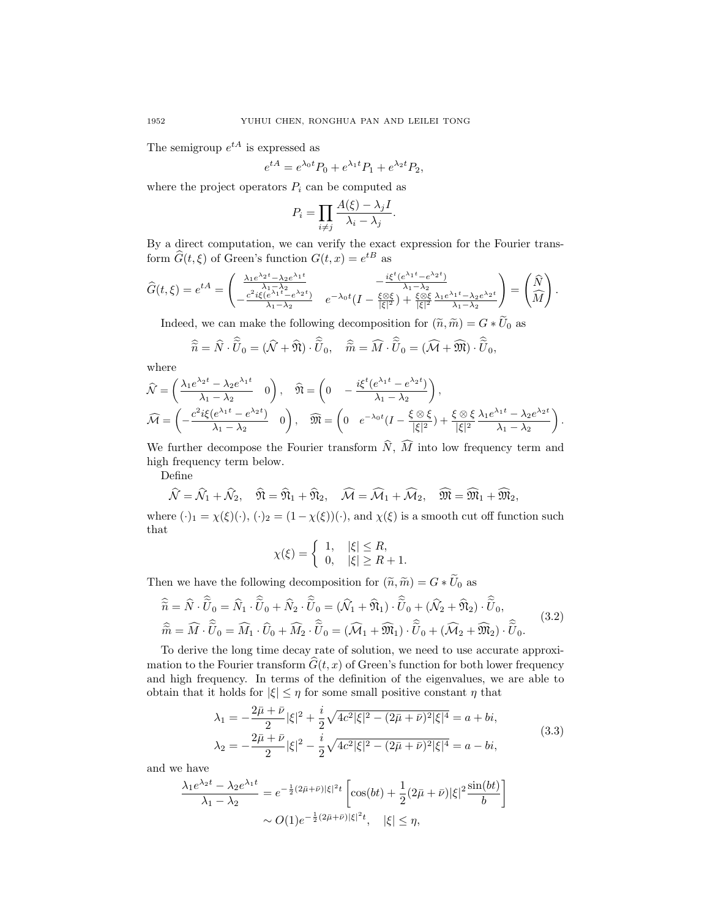The semigroup $e^{tA}$ is expressed as

$$e^{tA} = e^{\lambda_0 t} P_0 + e^{\lambda_1 t} P_1 + e^{\lambda_2 t} P_2,$$

where the project operators $P_i$ can be computed as

$$P_i = \prod_{i \neq j} \frac{A(\xi) - \lambda_j I}{\lambda_i - \lambda_j}.$$

By a direct computation, we can verify the exact expression for the Fourier transform $\widehat{G}(t, \xi)$ of Green's function $G(t, x) = e^{tB}$ as

$$\widehat{G}(t,\xi) = e^{tA} = \begin{pmatrix} \frac{\lambda_1 e^{\lambda_2 t} - \lambda_2 e^{\lambda_1 t}}{\lambda_1 - \lambda_2} & -\frac{i\xi^t (e^{\lambda_1 t} - e^{\lambda_2 t})}{\lambda_1 - \lambda_2} \\ -\frac{c^2 i\xi (e^{\lambda_1 t} - e^{\lambda_2 t})}{\lambda_1 - \lambda_2} & e^{-\lambda_0 t}(I - \frac{\xi \otimes \xi}{|\xi|^2}) + \frac{\xi \otimes \xi}{|\xi|^2} \frac{\lambda_1 e^{\lambda_1 t} - \lambda_2 e^{\lambda_2 t}}{\lambda_1 - \lambda_2} \end{pmatrix} = \begin{pmatrix} \widehat{N} \\ \widehat{M} \end{pmatrix}.$$

Indeed, we can make the following decomposition for $(\widetilde{n}, \widetilde{m}) = G * \widetilde{U}_0$ as

$$\widehat{\widetilde{n}} = \widehat{N} \cdot \widehat{\widetilde{U}}_0 = (\widehat{\mathcal{N}} + \widehat{\mathfrak{N}}) \cdot \widehat{\widetilde{U}}_0, \quad \widehat{\widetilde{m}} = \widehat{M} \cdot \widehat{\widetilde{U}}_0 = (\widehat{\mathcal{M}} + \widehat{\mathfrak{M}}) \cdot \widehat{\widetilde{U}}_0,$$

where

$$\widehat{\mathcal{N}} = \begin{pmatrix} \frac{\lambda_1 e^{\lambda_2 t} - \lambda_2 e^{\lambda_1 t}}{\lambda_1 - \lambda_2} & 0 \end{pmatrix}, \quad \widehat{\mathfrak{N}} = \begin{pmatrix} 0 & -\frac{i\xi^t (e^{\lambda_1 t} - e^{\lambda_2 t})}{\lambda_1 - \lambda_2} \end{pmatrix},$$

$$\widehat{\mathcal{M}} = \begin{pmatrix} -\frac{c^2 i\xi (e^{\lambda_1 t} - e^{\lambda_2 t})}{\lambda_1 - \lambda_2} & 0 \end{pmatrix}, \quad \widehat{\mathfrak{M}} = \begin{pmatrix} 0 & e^{-\lambda_0 t}(I - \frac{\xi \otimes \xi}{|\xi|^2}) + \frac{\xi \otimes \xi}{|\xi|^2} \frac{\lambda_1 e^{\lambda_1 t} - \lambda_2 e^{\lambda_2 t}}{\lambda_1 - \lambda_2} \end{pmatrix}.$$

We further decompose the Fourier transform $\widehat{N}$, $\widehat{M}$ into low frequency term and high frequency term below.

Define

$$\widehat{\mathcal{N}} = \widehat{\mathcal{N}}_1 + \widehat{\mathcal{N}}_2, \quad \widehat{\mathfrak{N}} = \widehat{\mathfrak{N}}_1 + \widehat{\mathfrak{N}}_2, \quad \widehat{\mathcal{M}} = \widehat{\mathcal{M}}_1 + \widehat{\mathcal{M}}_2, \quad \widehat{\mathfrak{M}} = \widehat{\mathfrak{M}}_1 + \widehat{\mathfrak{M}}_2,$$

where $(\cdot)_1 = \chi(\xi)(\cdot)$, $(\cdot)_2 = (1 - \chi(\xi))(\cdot)$, and $\chi(\xi)$ is a smooth cut off function such that

$$\chi(\xi) = \begin{cases} 1, & |\xi| \leq R, \\ 0, & |\xi| \geq R + 1. \end{cases}$$

Then we have the following decomposition for $(\widetilde{n}, \widetilde{m}) = G * \widetilde{U}_0$ as

$$\begin{aligned} \widehat{\widetilde{n}} &= \widehat{N} \cdot \widehat{\widetilde{U}}_0 = \widehat{N}_1 \cdot \widehat{\widetilde{U}}_0 + \widehat{N}_2 \cdot \widehat{\widetilde{U}}_0 = (\widehat{\mathcal{N}}_1 + \widehat{\mathfrak{N}}_1) \cdot \widehat{\widetilde{U}}_0 + (\widehat{\mathcal{N}}_2 + \widehat{\mathfrak{N}}_2) \cdot \widehat{\widetilde{U}}_0, \\ \widehat{\widetilde{m}} &= \widehat{M} \cdot \widehat{\widetilde{U}}_0 = \widehat{M}_1 \cdot \widehat{U}_0 + \widehat{M}_2 \cdot \widehat{\widetilde{U}}_0 = (\widehat{\mathcal{M}}_1 + \widehat{\mathfrak{M}}_1) \cdot \widehat{\widetilde{U}}_0 + (\widehat{\mathcal{M}}_2 + \widehat{\mathfrak{M}}_2) \cdot \widehat{\widetilde{U}}_0. \end{aligned} \tag{3.2}$$

To derive the long time decay rate of solution, we need to use accurate approximation to the Fourier transform $\widehat{G}(t, x)$ of Green's function for both lower frequency and high frequency. In terms of the definition of the eigenvalues, we are able to obtain that it holds for $|\xi| \leq \eta$ for some small positive constant $\eta$ that

$$\begin{aligned} \lambda_1 &= -\frac{2\bar{\mu} + \bar{\nu}}{2}|\xi|^2 + \frac{i}{2}\sqrt{4c^2|\xi|^2 - (2\bar{\mu} + \bar{\nu})^2|\xi|^4} = a + bi, \\ \lambda_2 &= -\frac{2\bar{\mu} + \bar{\nu}}{2}|\xi|^2 - \frac{i}{2}\sqrt{4c^2|\xi|^2 - (2\bar{\mu} + \bar{\nu})^2|\xi|^4} = a - bi, \end{aligned} \tag{3.3}$$

and we have

$$\begin{aligned} \frac{\lambda_1 e^{\lambda_2 t} - \lambda_2 e^{\lambda_1 t}}{\lambda_1 - \lambda_2} &= e^{-\frac{1}{2}(2\bar{\mu} + \bar{\nu})|\xi|^2 t} \left[ \cos(bt) + \frac{1}{2}(2\bar{\mu} + \bar{\nu})|\xi|^2 \frac{\sin(bt)}{b} \right] \\ &\sim O(1) e^{-\frac{1}{2}(2\bar{\mu} + \bar{\nu})|\xi|^2 t}, \quad |\xi| \leq \eta, \end{aligned}$$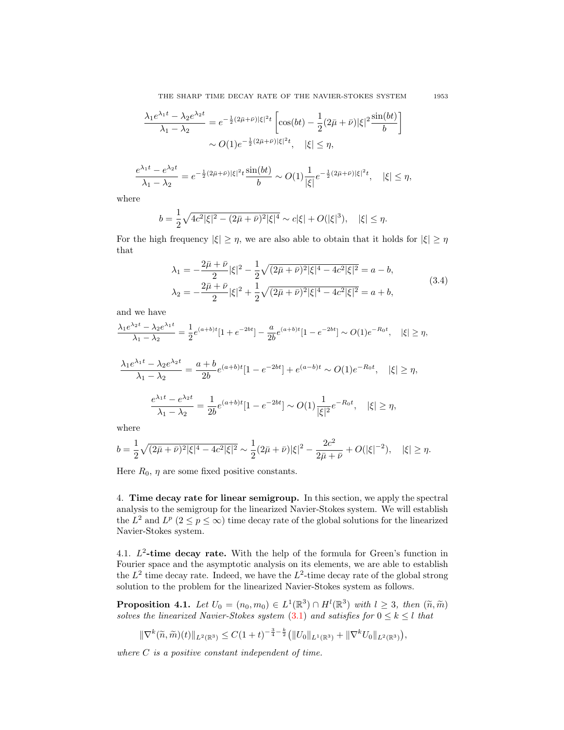$$\frac{\lambda_1 e^{\lambda_1 t}-\lambda_2 e^{\lambda_2 t}}{\lambda_1-\lambda_2} = e^{-\frac{1}{2}(2\bar{\mu}+\bar{\nu})|\xi|^2 t}\left[\cos(bt)-\frac{1}{2}(2\bar{\mu}+\bar{\nu})|\xi|^2\frac{\sin(bt)}{b}\right]$$
$$\sim O(1)e^{-\frac{1}{2}(2\bar{\mu}+\bar{\nu})|\xi|^2 t},\quad |\xi|\le\eta,$$

$$\frac{e^{\lambda_1 t}-e^{\lambda_2 t}}{\lambda_1-\lambda_2} = e^{-\frac{1}{2}(2\bar{\mu}+\bar{\nu})|\xi|^2 t}\frac{\sin(bt)}{b}\sim O(1)\frac{1}{|\xi|}e^{-\frac{1}{2}(2\bar{\mu}+\bar{\nu})|\xi|^2 t},\quad |\xi|\le\eta,$$

where

$$b=\frac{1}{2}\sqrt{4c^2|\xi|^2-(2\bar{\mu}+\bar{\nu})^2|\xi|^4}\sim c|\xi|+O(|\xi|^3),\quad |\xi|\le\eta.$$

For the high frequency $|\xi|\ge\eta$, we are also able to obtain that it holds for $|\xi|\ge\eta$ that

$$\begin{aligned}\lambda_1&=-\frac{2\bar{\mu}+\bar{\nu}}{2}|\xi|^2-\frac{1}{2}\sqrt{(2\bar{\mu}+\bar{\nu})^2|\xi|^4-4c^2|\xi|^2}=a-b,\\ \lambda_2&=-\frac{2\bar{\mu}+\bar{\nu}}{2}|\xi|^2+\frac{1}{2}\sqrt{(2\bar{\mu}+\bar{\nu})^2|\xi|^4-4c^2|\xi|^2}=a+b,\end{aligned}\tag{3.4}$$

and we have

$$\frac{\lambda_1 e^{\lambda_2 t}-\lambda_2 e^{\lambda_1 t}}{\lambda_1-\lambda_2}=\frac{1}{2}e^{(a+b)t}[1+e^{-2bt}]-\frac{a}{2b}e^{(a+b)t}[1-e^{-2bt}]\sim O(1)e^{-R_0 t},\quad |\xi|\ge\eta,$$

$$\frac{\lambda_1 e^{\lambda_1 t}-\lambda_2 e^{\lambda_2 t}}{\lambda_1-\lambda_2}=\frac{a+b}{2b}e^{(a+b)t}[1-e^{-2bt}]+e^{(a-b)t}\sim O(1)e^{-R_0 t},\quad |\xi|\ge\eta,$$

$$\frac{e^{\lambda_1 t}-e^{\lambda_2 t}}{\lambda_1-\lambda_2}=\frac{1}{2b}e^{(a+b)t}[1-e^{-2bt}]\sim O(1)\frac{1}{|\xi|^2}e^{-R_0 t},\quad |\xi|\ge\eta,$$

where

$$b=\frac{1}{2}\sqrt{(2\bar{\mu}+\bar{\nu})^2|\xi|^4-4c^2|\xi|^2}\sim\frac{1}{2}(2\bar{\mu}+\bar{\nu})|\xi|^2-\frac{2c^2}{2\bar{\mu}+\bar{\nu}}+O(|\xi|^{-2}),\quad |\xi|\ge\eta.$$

Here $R_0$, $\eta$ are some fixed positive constants.

## 4. Time decay rate for linear semigroup.

In this section, we apply the spectral analysis to the semigroup for the linearized Navier-Stokes system. We will establish the $L^2$ and $L^p$ ($2\le p\le\infty$) time decay rate of the global solutions for the linearized Navier-Stokes system.

### 4.1. $L^2$-time decay rate.

With the help of the formula for Green's function in Fourier space and the asymptotic analysis on its elements, we are able to establish the $L^2$ time decay rate. Indeed, we have the $L^2$-time decay rate of the global strong solution to the problem for the linearized Navier-Stokes system as follows.

**Proposition 4.1.** *Let $U_0=(n_0,m_0)\in L^1(\mathbb{R}^3)\cap H^l(\mathbb{R}^3)$ with $l\ge 3$, then $(\widetilde{n},\widetilde{m})$ solves the linearized Navier-Stokes system (3.1) and satisfies for $0\le k\le l$ that*

$$\|\nabla^k(\widetilde{n},\widetilde{m})(t)\|_{L^2(\mathbb{R}^3)}\le C(1+t)^{-\frac{3}{4}-\frac{k}{2}}\big(\|U_0\|_{L^1(\mathbb{R}^3)}+\|\nabla^k U_0\|_{L^2(\mathbb{R}^3)}\big),$$

*where $C$ is a positive constant independent of time.*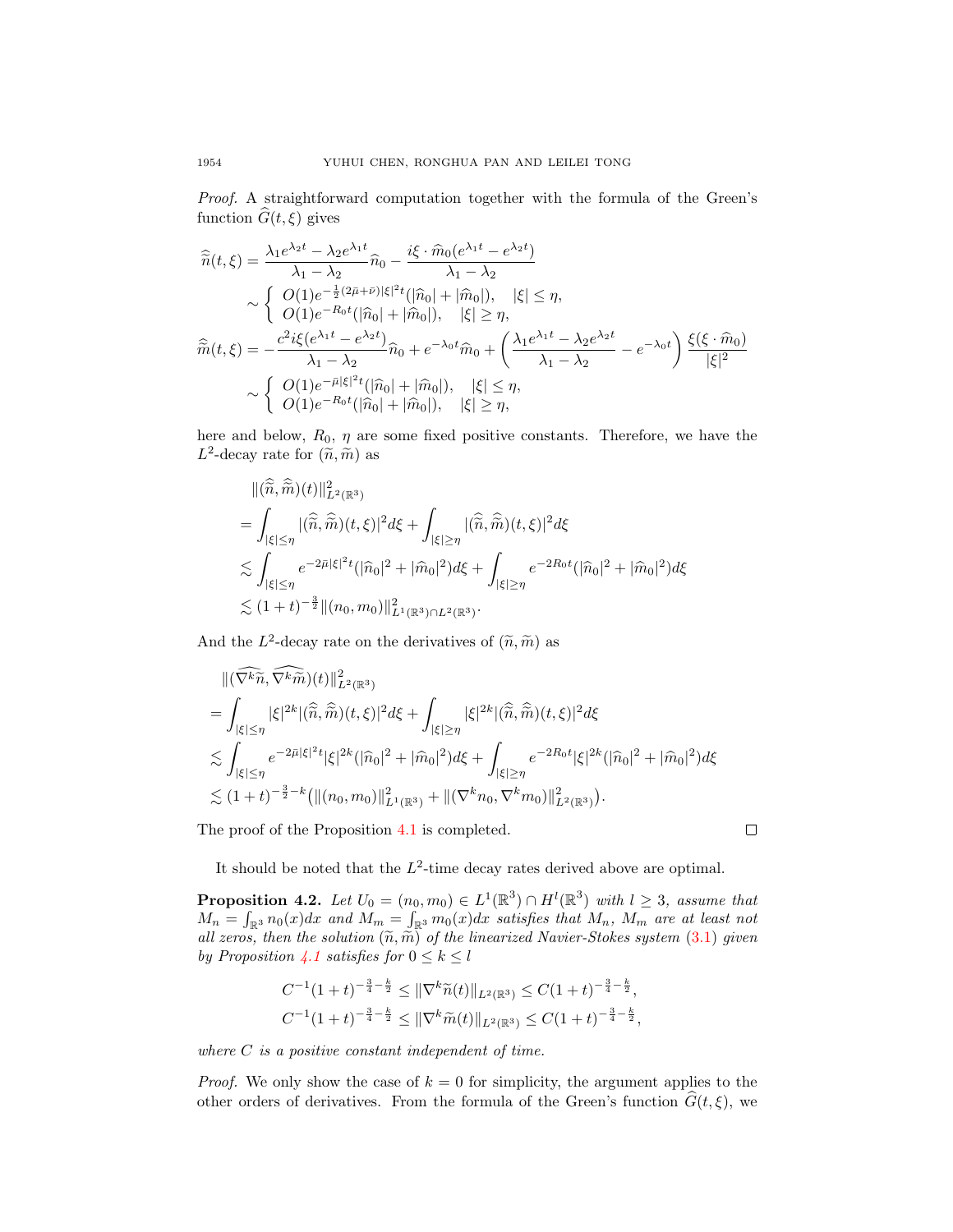*Proof.* A straightforward computation together with the formula of the Green's function $\widehat{G}(t,\xi)$ gives

$$
\begin{aligned}
\widehat{\widetilde{n}}(t,\xi) &= \frac{\lambda_1 e^{\lambda_2 t} - \lambda_2 e^{\lambda_1 t}}{\lambda_1 - \lambda_2}\widehat{n}_0 - \frac{i\xi \cdot \widehat{m}_0 (e^{\lambda_1 t} - e^{\lambda_2 t})}{\lambda_1 - \lambda_2} \\
&\sim \begin{cases} O(1)e^{-\frac{1}{2}(2\bar{\mu}+\bar{\nu})|\xi|^2 t}(|\widehat{n}_0| + |\widehat{m}_0|), & |\xi| \le \eta, \\ O(1)e^{-R_0 t}(|\widehat{n}_0| + |\widehat{m}_0|), & |\xi| \ge \eta, \end{cases} \\
\widehat{\widetilde{m}}(t,\xi) &= -\frac{c^2 i\xi (e^{\lambda_1 t} - e^{\lambda_2 t})}{\lambda_1 - \lambda_2}\widehat{n}_0 + e^{-\lambda_0 t}\widehat{m}_0 + \left(\frac{\lambda_1 e^{\lambda_1 t} - \lambda_2 e^{\lambda_2 t}}{\lambda_1 - \lambda_2} - e^{-\lambda_0 t}\right)\frac{\xi(\xi \cdot \widehat{m}_0)}{|\xi|^2} \\
&\sim \begin{cases} O(1)e^{-\bar{\mu}|\xi|^2 t}(|\widehat{n}_0| + |\widehat{m}_0|), & |\xi| \le \eta, \\ O(1)e^{-R_0 t}(|\widehat{n}_0| + |\widehat{m}_0|), & |\xi| \ge \eta, \end{cases}
\end{aligned}
$$

here and below, $R_0$, $\eta$ are some fixed positive constants. Therefore, we have the $L^2$-decay rate for $(\widetilde{n}, \widetilde{m})$ as

$$
\begin{aligned}
&\|(\widehat{\widetilde{n}}, \widehat{\widetilde{m}})(t)\|^2_{L^2(\mathbb{R}^3)} \\
&= \int_{|\xi|\le\eta} |(\widehat{\widetilde{n}}, \widehat{\widetilde{m}})(t,\xi)|^2 d\xi + \int_{|\xi|\ge\eta} |(\widehat{\widetilde{n}}, \widehat{\widetilde{m}})(t,\xi)|^2 d\xi \\
&\lesssim \int_{|\xi|\le\eta} e^{-2\bar{\mu}|\xi|^2 t}(|\widehat{n}_0|^2 + |\widehat{m}_0|^2) d\xi + \int_{|\xi|\ge\eta} e^{-2R_0 t}(|\widehat{n}_0|^2 + |\widehat{m}_0|^2) d\xi \\
&\lesssim (1+t)^{-\frac{3}{2}} \|(n_0, m_0)\|^2_{L^1(\mathbb{R}^3)\cap L^2(\mathbb{R}^3)}.
\end{aligned}
$$

And the $L^2$-decay rate on the derivatives of $(\widetilde{n}, \widetilde{m})$ as

$$
\begin{aligned}
&\|(\widehat{\nabla^k \widetilde{n}}, \widehat{\nabla^k \widetilde{m}})(t)\|^2_{L^2(\mathbb{R}^3)} \\
&= \int_{|\xi|\le\eta} |\xi|^{2k} |(\widehat{\widetilde{n}}, \widehat{\widetilde{m}})(t,\xi)|^2 d\xi + \int_{|\xi|\ge\eta} |\xi|^{2k} |(\widehat{\widetilde{n}}, \widehat{\widetilde{m}})(t,\xi)|^2 d\xi \\
&\lesssim \int_{|\xi|\le\eta} e^{-2\bar{\mu}|\xi|^2 t} |\xi|^{2k} (|\widehat{n}_0|^2 + |\widehat{m}_0|^2) d\xi + \int_{|\xi|\ge\eta} e^{-2R_0 t} |\xi|^{2k} (|\widehat{n}_0|^2 + |\widehat{m}_0|^2) d\xi \\
&\lesssim (1+t)^{-\frac{3}{2}-k} \big( \|(n_0, m_0)\|^2_{L^1(\mathbb{R}^3)} + \|(\nabla^k n_0, \nabla^k m_0)\|^2_{L^2(\mathbb{R}^3)} \big).
\end{aligned}
$$

The proof of the Proposition 4.1 is completed. ∎

It should be noted that the $L^2$-time decay rates derived above are optimal.

**Proposition 4.2.** *Let $U_0 = (n_0, m_0) \in L^1(\mathbb{R}^3) \cap H^l(\mathbb{R}^3)$ with $l \ge 3$, assume that $M_n = \int_{\mathbb{R}^3} n_0(x)dx$ and $M_m = \int_{\mathbb{R}^3} m_0(x)dx$ satisfies that $M_n$, $M_m$ are at least not all zeros, then the solution $(\widetilde{n}, \widetilde{m})$ of the linearized Navier-Stokes system (3.1) given by Proposition 4.1 satisfies for $0 \le k \le l$*

$$
\begin{aligned}
C^{-1}(1+t)^{-\frac{3}{4}-\frac{k}{2}} &\le \|\nabla^k \widetilde{n}(t)\|_{L^2(\mathbb{R}^3)} \le C(1+t)^{-\frac{3}{4}-\frac{k}{2}}, \\
C^{-1}(1+t)^{-\frac{3}{4}-\frac{k}{2}} &\le \|\nabla^k \widetilde{m}(t)\|_{L^2(\mathbb{R}^3)} \le C(1+t)^{-\frac{3}{4}-\frac{k}{2}},
\end{aligned}
$$

*where $C$ is a positive constant independent of time.*

*Proof.* We only show the case of $k = 0$ for simplicity, the argument applies to the other orders of derivatives. From the formula of the Green's function $\widehat{G}(t,\xi)$, we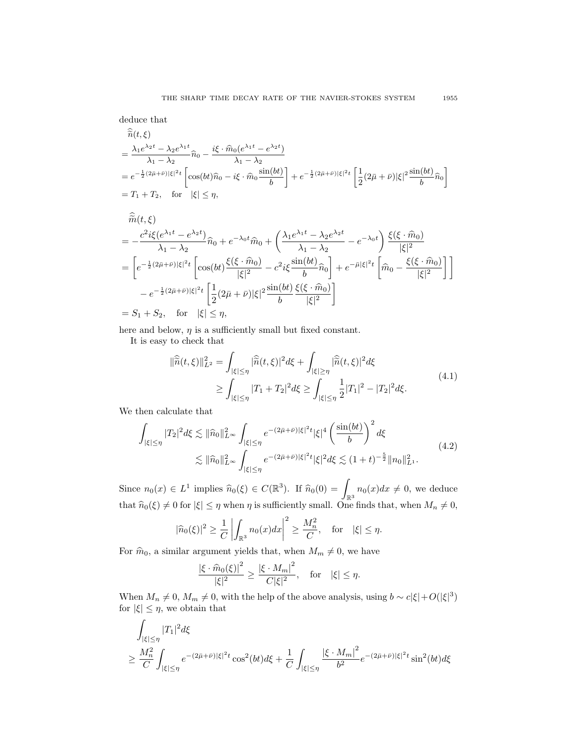deduce that

$$
\begin{aligned}
&\widehat{\bar{n}}(t,\xi)\\
&= \frac{\lambda_1 e^{\lambda_2 t} - \lambda_2 e^{\lambda_1 t}}{\lambda_1 - \lambda_2}\widehat{n}_0 - \frac{i\xi\cdot\widehat{m}_0(e^{\lambda_1 t} - e^{\lambda_2 t})}{\lambda_1 - \lambda_2}\\
&= e^{-\frac{1}{2}(2\bar{\mu}+\bar{\nu})|\xi|^2 t}\left[\cos(bt)\widehat{n}_0 - i\xi\cdot\widehat{m}_0\frac{\sin(bt)}{b}\right] + e^{-\frac{1}{2}(2\bar{\mu}+\bar{\nu})|\xi|^2 t}\left[\frac{1}{2}(2\bar{\mu}+\bar{\nu})|\xi|^2\frac{\sin(bt)}{b}\widehat{n}_0\right]\\
&= T_1 + T_2, \quad \text{for} \quad |\xi| \le \eta,
\end{aligned}
$$

$$
\begin{aligned}
&\widehat{\bar{m}}(t,\xi)\\
&= -\frac{c^2 i\xi(e^{\lambda_1 t} - e^{\lambda_2 t})}{\lambda_1 - \lambda_2}\widehat{n}_0 + e^{-\lambda_0 t}\widehat{m}_0 + \left(\frac{\lambda_1 e^{\lambda_1 t} - \lambda_2 e^{\lambda_2 t}}{\lambda_1 - \lambda_2} - e^{-\lambda_0 t}\right)\frac{\xi(\xi\cdot\widehat{m}_0)}{|\xi|^2}\\
&= \left[e^{-\frac{1}{2}(2\bar{\mu}+\bar{\nu})|\xi|^2 t}\left[\cos(bt)\frac{\xi(\xi\cdot\widehat{m}_0)}{|\xi|^2} - c^2 i\xi\frac{\sin(bt)}{b}\widehat{n}_0\right] + e^{-\bar{\mu}|\xi|^2 t}\left[\widehat{m}_0 - \frac{\xi(\xi\cdot\widehat{m}_0)}{|\xi|^2}\right]\right]\\
&\quad - e^{-\frac{1}{2}(2\bar{\mu}+\bar{\nu})|\xi|^2 t}\left[\frac{1}{2}(2\bar{\mu}+\bar{\nu})|\xi|^2\frac{\sin(bt)}{b}\frac{\xi(\xi\cdot\widehat{m}_0)}{|\xi|^2}\right]\\
&= S_1 + S_2, \quad \text{for} \quad |\xi| \le \eta,
\end{aligned}
$$

here and below, $\eta$ is a sufficiently small but fixed constant.

It is easy to check that

$$
\begin{aligned}
\|\widehat{\bar{n}}(t,\xi)\|_{L^2}^2 &= \int_{|\xi|\le\eta}|\widehat{\bar{n}}(t,\xi)|^2 d\xi + \int_{|\xi|\ge\eta}|\widehat{\bar{n}}(t,\xi)|^2 d\xi\\
&\ge \int_{|\xi|\le\eta}|T_1+T_2|^2 d\xi \ge \int_{|\xi|\le\eta}\frac{1}{2}|T_1|^2 - |T_2|^2 d\xi.
\end{aligned} \tag{4.1}
$$

We then calculate that

$$
\begin{aligned}
\int_{|\xi|\le\eta}|T_2|^2 d\xi &\lesssim \|\widehat{n}_0\|_{L^\infty}^2\int_{|\xi|\le\eta}e^{-(2\bar{\mu}+\bar{\nu})|\xi|^2 t}|\xi|^4\left(\frac{\sin(bt)}{b}\right)^2 d\xi\\
&\lesssim \|\widehat{n}_0\|_{L^\infty}^2\int_{|\xi|\le\eta}e^{-(2\bar{\mu}+\bar{\nu})|\xi|^2 t}|\xi|^2 d\xi \lesssim (1+t)^{-\frac{5}{2}}\|n_0\|_{L^1}^2.
\end{aligned} \tag{4.2}
$$

Since $n_0(x) \in L^1$ implies $\widehat{n}_0(\xi) \in C(\mathbb{R}^3)$. If $\widehat{n}_0(0) = \int_{\mathbb{R}^3} n_0(x)dx \ne 0$, we deduce that $\widehat{n}_0(\xi) \ne 0$ for $|\xi| \le \eta$ when $\eta$ is sufficiently small. One finds that, when $M_n \ne 0$,

$$
|\widehat{n}_0(\xi)|^2 \ge \frac{1}{C}\left|\int_{\mathbb{R}^3} n_0(x)dx\right|^2 \ge \frac{M_n^2}{C}, \quad \text{for} \quad |\xi| \le \eta.
$$

For $\widehat{m}_0$, a similar argument yields that, when $M_m \ne 0$, we have

$$
\frac{|\xi\cdot\widehat{m}_0(\xi)|^2}{|\xi|^2} \ge \frac{|\xi\cdot M_m|^2}{C|\xi|^2}, \quad \text{for} \quad |\xi| \le \eta.
$$

When $M_n \ne 0$, $M_m \ne 0$, with the help of the above analysis, using $b \sim c|\xi| + O(|\xi|^3)$ for $|\xi| \le \eta$, we obtain that

$$
\begin{aligned}
&\int_{|\xi|\le\eta}|T_1|^2 d\xi\\
&\ge \frac{M_n^2}{C}\int_{|\xi|\le\eta}e^{-(2\bar{\mu}+\bar{\nu})|\xi|^2 t}\cos^2(bt)d\xi + \frac{1}{C}\int_{|\xi|\le\eta}\frac{|\xi\cdot M_m|^2}{b^2}e^{-(2\bar{\mu}+\bar{\nu})|\xi|^2 t}\sin^2(bt)d\xi
\end{aligned}
$$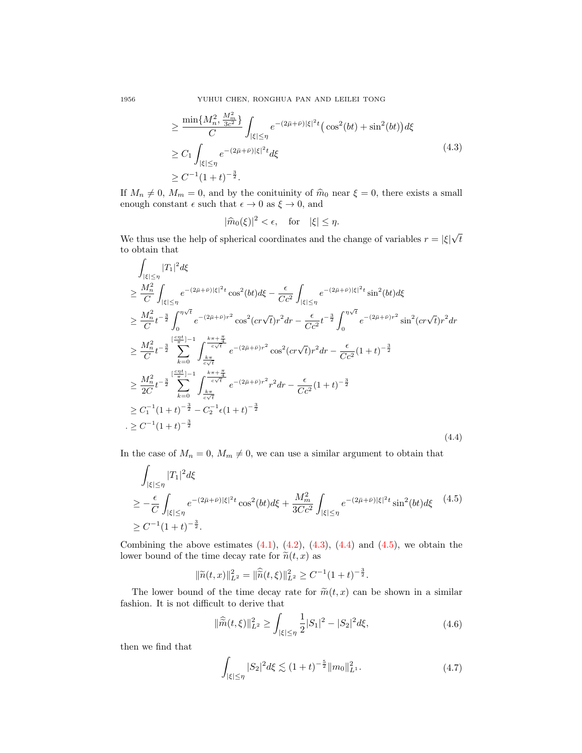$$
\begin{aligned}
&\geq \frac{\min\{M_n^2, \frac{M_m^2}{3c^2}\}}{C} \int_{|\xi|\leq\eta} e^{-(2\bar{\mu}+\bar{\nu})|\xi|^2 t}\big(\cos^2(bt)+\sin^2(bt)\big)d\xi \\
&\geq C_1 \int_{|\xi|\leq\eta} e^{-(2\bar{\mu}+\bar{\nu})|\xi|^2 t} d\xi \\
&\geq C^{-1}(1+t)^{-\frac{3}{2}}.
\end{aligned}
\tag{4.3}
$$

If $M_n \neq 0$, $M_m = 0$, and by the coituinity of $\widehat{m}_0$ near $\xi = 0$, there exists a small enough constant $\epsilon$ such that $\epsilon \to 0$ as $\xi \to 0$, and

$$
|\widehat{m}_0(\xi)|^2 < \epsilon, \quad \text{for} \quad |\xi| \leq \eta.
$$

We thus use the help of spherical coordinates and the change of variables $r = |\xi|\sqrt{t}$ to obtain that

$$
\begin{aligned}
&\int_{|\xi|\leq\eta} |T_1|^2 d\xi \\
&\geq \frac{M_n^2}{C} \int_{|\xi|\leq\eta} e^{-(2\bar{\mu}+\bar{\nu})|\xi|^2 t} \cos^2(bt) d\xi - \frac{\epsilon}{Cc^2} \int_{|\xi|\leq\eta} e^{-(2\bar{\mu}+\bar{\nu})|\xi|^2 t} \sin^2(bt) d\xi \\
&\geq \frac{M_n^2}{C} t^{-\frac{3}{2}} \int_0^{\eta\sqrt{t}} e^{-(2\bar{\mu}+\bar{\nu})r^2} \cos^2(cr\sqrt{t}) r^2 dr - \frac{\epsilon}{Cc^2} t^{-\frac{3}{2}} \int_0^{\eta\sqrt{t}} e^{-(2\bar{\mu}+\bar{\nu})r^2} \sin^2(cr\sqrt{t}) r^2 dr \\
&\geq \frac{M_n^2}{C} t^{-\frac{3}{2}} \sum_{k=0}^{[\frac{c\eta t}{\pi}]-1} \int_{\frac{k\pi}{c\sqrt{t}}}^{\frac{k\pi+\frac{\pi}{4}}{c\sqrt{t}}} e^{-(2\bar{\mu}+\bar{\nu})r^2} \cos^2(cr\sqrt{t}) r^2 dr - \frac{\epsilon}{Cc^2}(1+t)^{-\frac{3}{2}} \\
&\geq \frac{M_n^2}{2C} t^{-\frac{3}{2}} \sum_{k=0}^{[\frac{c\eta t}{\pi}]-1} \int_{\frac{k\pi}{c\sqrt{t}}}^{\frac{k\pi+\frac{\pi}{4}}{c\sqrt{t}}} e^{-(2\bar{\mu}+\bar{\nu})r^2} r^2 dr - \frac{\epsilon}{Cc^2}(1+t)^{-\frac{3}{2}} \\
&\geq C_1^{-1}(1+t)^{-\frac{3}{2}} - C_2^{-1}\epsilon(1+t)^{-\frac{3}{2}} \\
&. \geq C^{-1}(1+t)^{-\frac{3}{2}}
\end{aligned}
\tag{4.4}
$$

In the case of $M_n = 0$, $M_m \neq 0$, we can use a similar argument to obtain that

$$
\begin{aligned}
&\int_{|\xi|\leq\eta} |T_1|^2 d\xi \\
&\geq -\frac{\epsilon}{C} \int_{|\xi|\leq\eta} e^{-(2\bar{\mu}+\bar{\nu})|\xi|^2 t} \cos^2(bt) d\xi + \frac{M_m^2}{3Cc^2} \int_{|\xi|\leq\eta} e^{-(2\bar{\mu}+\bar{\nu})|\xi|^2 t} \sin^2(bt) d\xi \\
&\geq C^{-1}(1+t)^{-\frac{3}{2}}.
\end{aligned}
\tag{4.5}
$$

Combining the above estimates (4.1), (4.2), (4.3), (4.4) and (4.5), we obtain the lower bound of the time decay rate for $\widetilde{n}(t,x)$ as

$$
\|\widetilde{n}(t,x)\|_{L^2}^2 = \|\widehat{\widetilde{n}}(t,\xi)\|_{L^2}^2 \geq C^{-1}(1+t)^{-\frac{3}{2}}.
$$

The lower bound of the time decay rate for $\widetilde{m}(t,x)$ can be shown in a similar fashion. It is not difficult to derive that

$$
\|\widehat{\widetilde{m}}(t,\xi)\|_{L^2}^2 \geq \int_{|\xi|\leq\eta} \frac{1}{2}|S_1|^2 - |S_2|^2 d\xi, \tag{4.6}
$$

then we find that

$$
\int_{|\xi|\leq\eta} |S_2|^2 d\xi \lesssim (1+t)^{-\frac{5}{2}} \|m_0\|_{L^1}^2. \tag{4.7}
$$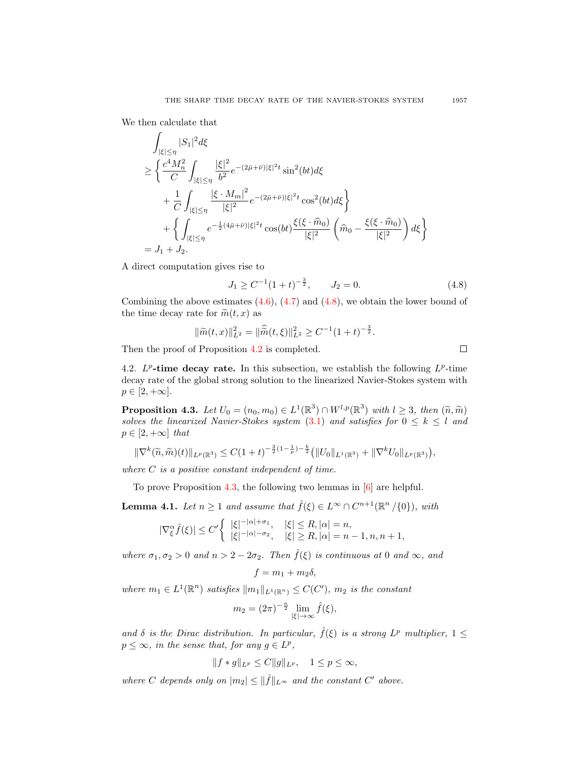We then calculate that

$$
\begin{aligned}
&\int_{|\xi|\le\eta}|S_1|^2 d\xi\\
&\ge \bigg\{\frac{c^4M_n^2}{C}\int_{|\xi|\le\eta}\frac{|\xi|^2}{b^2}e^{-(2\bar{\mu}+\bar{\nu})|\xi|^2t}\sin^2(bt)d\xi\\
&\quad+\frac{1}{C}\int_{|\xi|\le\eta}\frac{|\xi\cdot M_m|^2}{|\xi|^2}e^{-(2\bar{\mu}+\bar{\nu})|\xi|^2t}\cos^2(bt)d\xi\bigg\}\\
&\quad+\bigg\{\int_{|\xi|\le\eta}e^{-\frac{1}{2}(4\bar{\mu}+\bar{\nu})|\xi|^2t}\cos(bt)\frac{\xi(\xi\cdot\widehat{m}_0)}{|\xi|^2}\left(\widehat{m}_0-\frac{\xi(\xi\cdot\widehat{m}_0)}{|\xi|^2}\right)d\xi\bigg\}\\
&=J_1+J_2.
\end{aligned}
$$

A direct computation gives rise to

$$
J_1\ge C^{-1}(1+t)^{-\frac{3}{2}},\qquad J_2=0. \tag{4.8}
$$

Combining the above estimates (4.6), (4.7) and (4.8), we obtain the lower bound of the time decay rate for $\widetilde{m}(t,x)$ as

$$
\|\widetilde{m}(t,x)\|_{L^2}^2=\|\widehat{\widetilde{m}}(t,\xi)\|_{L^2}^2\ge C^{-1}(1+t)^{-\frac{3}{2}}.
$$

Then the proof of Proposition 4.2 is completed. □

4.2. **$L^p$-time decay rate.** In this subsection, we establish the following $L^p$-time decay rate of the global strong solution to the linearized Navier-Stokes system with $p\in[2,+\infty]$.

**Proposition 4.3.** *Let $U_0=(n_0,m_0)\in L^1(\mathbb{R}^3)\cap W^{l,p}(\mathbb{R}^3)$ with $l\ge 3$, then $(\widetilde{n},\widetilde{m})$ solves the linearized Navier-Stokes system (3.1) and satisfies for $0\le k\le l$ and $p\in[2,+\infty]$ that*

$$
\|\nabla^k(\widetilde{n},\widetilde{m})(t)\|_{L^p(\mathbb{R}^3)}\le C(1+t)^{-\frac{3}{2}(1-\frac{1}{p})-\frac{k}{2}}\big(\|U_0\|_{L^1(\mathbb{R}^3)}+\|\nabla^kU_0\|_{L^p(\mathbb{R}^3)}\big),
$$

*where $C$ is a positive constant independent of time.*

To prove Proposition 4.3, the following two lemmas in [6] are helpful.

**Lemma 4.1.** *Let $n\ge1$ and assume that $\hat{f}(\xi)\in L^\infty\cap C^{n+1}(\mathbb{R}^n/\{0\})$, with*

$$
|\nabla_\xi^\alpha\hat{f}(\xi)|\le C'\begin{cases}|\xi|^{-|\alpha|+\sigma_1}, & |\xi|\le R, |\alpha|=n,\\ |\xi|^{-|\alpha|-\sigma_2}, & |\xi|\ge R, |\alpha|=n-1,n,n+1,\end{cases}
$$

*where $\sigma_1,\sigma_2>0$ and $n>2-2\sigma_2$. Then $\hat{f}(\xi)$ is continuous at $0$ and $\infty$, and*

$$
f=m_1+m_2\delta,
$$

*where $m_1\in L^1(\mathbb{R}^n)$ satisfies $\|m_1\|_{L^1(\mathbb{R}^n)}\le C(C')$, $m_2$ is the constant*

$$
m_2=(2\pi)^{-\frac{n}{2}}\lim_{|\xi|\to\infty}\hat{f}(\xi),
$$

*and $\delta$ is the Dirac distribution. In particular, $\hat{f}(\xi)$ is a strong $L^p$ multiplier, $1\le p\le\infty$, in the sense that, for any $g\in L^p$,*

$$
\|f*g\|_{L^p}\le C\|g\|_{L^p},\quad 1\le p\le\infty,
$$

*where $C$ depends only on $|m_2|\le\|\hat{f}\|_{L^\infty}$ and the constant $C'$ above.*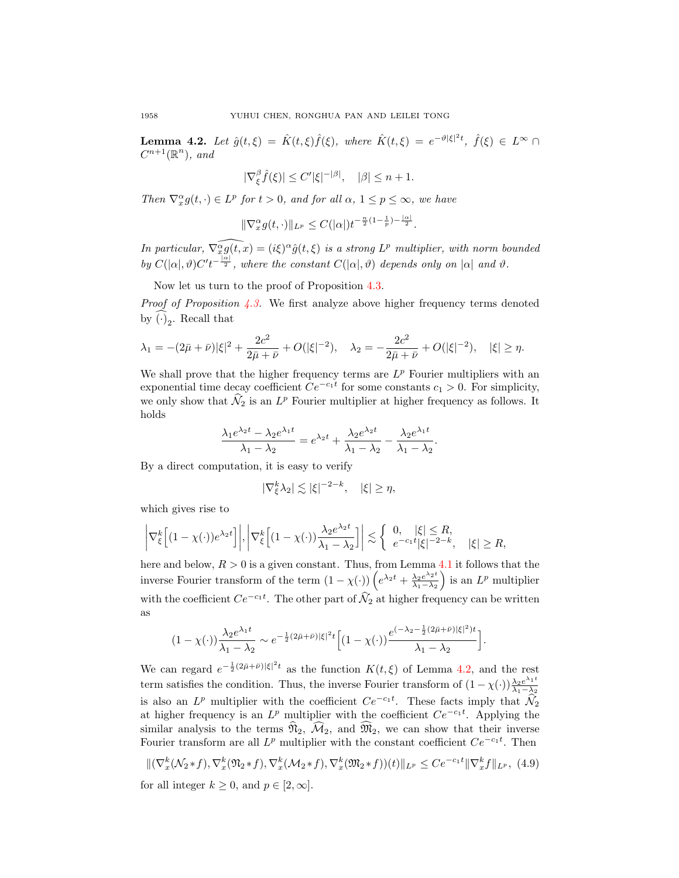**Lemma 4.2.** *Let $\hat{g}(t,\xi) = \hat{K}(t,\xi)\hat{f}(\xi)$, where $\hat{K}(t,\xi) = e^{-\vartheta|\xi|^2 t}$, $\hat{f}(\xi) \in L^\infty \cap C^{n+1}(\mathbb{R}^n)$, and*

$$|\nabla_\xi^\beta \hat{f}(\xi)| \le C'|\xi|^{-|\beta|}, \quad |\beta| \le n+1.$$

*Then $\nabla_x^\alpha g(t,\cdot) \in L^p$ for $t>0$, and for all $\alpha$, $1 \le p \le \infty$, we have*

$$\|\nabla_x^\alpha g(t,\cdot)\|_{L^p} \le C(|\alpha|) t^{-\frac{n}{2}(1-\frac{1}{p})-\frac{|\alpha|}{2}}.$$

*In particular, $\widehat{\nabla_x^\alpha g(t,x)} = (i\xi)^\alpha \hat{g}(t,\xi)$ is a strong $L^p$ multiplier, with norm bounded by $C(|\alpha|,\vartheta)C' t^{-\frac{|\alpha|}{2}}$, where the constant $C(|\alpha|,\vartheta)$ depends only on $|\alpha|$ and $\vartheta$.*

Now let us turn to the proof of Proposition 4.3.

*Proof of Proposition 4.3.* We first analyze above higher frequency terms denoted by $\widehat{(\cdot)}_2$. Recall that

$$\lambda_1 = -(2\bar{\mu}+\bar{\nu})|\xi|^2 + \frac{2c^2}{2\bar{\mu}+\bar{\nu}} + O(|\xi|^{-2}), \quad \lambda_2 = -\frac{2c^2}{2\bar{\mu}+\bar{\nu}} + O(|\xi|^{-2}), \quad |\xi| \ge \eta.$$

We shall prove that the higher frequency terms are $L^p$ Fourier multipliers with an exponential time decay coefficient $Ce^{-c_1 t}$ for some constants $c_1 > 0$. For simplicity, we only show that $\widehat{\mathcal{N}}_2$ is an $L^p$ Fourier multiplier at higher frequency as follows. It holds

$$\frac{\lambda_1 e^{\lambda_2 t} - \lambda_2 e^{\lambda_1 t}}{\lambda_1 - \lambda_2} = e^{\lambda_2 t} + \frac{\lambda_2 e^{\lambda_2 t}}{\lambda_1 - \lambda_2} - \frac{\lambda_2 e^{\lambda_1 t}}{\lambda_1 - \lambda_2}.$$

By a direct computation, it is easy to verify

$$|\nabla_\xi^k \lambda_2| \lesssim |\xi|^{-2-k}, \quad |\xi| \ge \eta,$$

which gives rise to

$$\left|\nabla_\xi^k\Big[(1-\chi(\cdot))e^{\lambda_2 t}\Big]\right|, \left|\nabla_\xi^k\Big[(1-\chi(\cdot))\frac{\lambda_2 e^{\lambda_2 t}}{\lambda_1 - \lambda_2}\Big]\right| \lesssim \begin{cases} 0, & |\xi| \le R, \\ e^{-c_1 t}|\xi|^{-2-k}, & |\xi| \ge R, \end{cases}$$

here and below, $R > 0$ is a given constant. Thus, from Lemma 4.1 it follows that the inverse Fourier transform of the term $(1-\chi(\cdot))\left(e^{\lambda_2 t} + \frac{\lambda_2 e^{\lambda_2 t}}{\lambda_1 - \lambda_2}\right)$ is an $L^p$ multiplier with the coefficient $Ce^{-c_1 t}$. The other part of $\widehat{\mathcal{N}}_2$ at higher frequency can be written as

$$(1-\chi(\cdot))\frac{\lambda_2 e^{\lambda_1 t}}{\lambda_1 - \lambda_2} \sim e^{-\frac{1}{2}(2\bar{\mu}+\bar{\nu})|\xi|^2 t}\Big[(1-\chi(\cdot))\frac{e^{(-\lambda_2 - \frac{1}{2}(2\bar{\mu}+\bar{\nu})|\xi|^2)t}}{\lambda_1 - \lambda_2}\Big].$$

We can regard $e^{-\frac{1}{2}(2\bar{\mu}+\bar{\nu})|\xi|^2 t}$ as the function $K(t,\xi)$ of Lemma 4.2, and the rest term satisfies the condition. Thus, the inverse Fourier transform of $(1-\chi(\cdot))\frac{\lambda_2 e^{\lambda_1 t}}{\lambda_1 - \lambda_2}$ is also an $L^p$ multiplier with the coefficient $Ce^{-c_1 t}$. These facts imply that $\widehat{\mathcal{N}}_2$ at higher frequency is an $L^p$ multiplier with the coefficient $Ce^{-c_1 t}$. Applying the similar analysis to the terms $\widehat{\mathfrak{N}}_2$, $\widehat{\mathcal{M}}_2$, and $\widehat{\mathfrak{M}}_2$, we can show that their inverse Fourier transform are all $L^p$ multiplier with the constant coefficient $Ce^{-c_1 t}$. Then

$$\|(\nabla_x^k(\mathcal{N}_2 * f), \nabla_x^k(\mathfrak{N}_2 * f), \nabla_x^k(\mathcal{M}_2 * f), \nabla_x^k(\mathfrak{M}_2 * f))(t)\|_{L^p} \le Ce^{-c_1 t}\|\nabla_x^k f\|_{L^p}, \quad (4.9)$$

for all integer $k \ge 0$, and $p \in [2,\infty]$.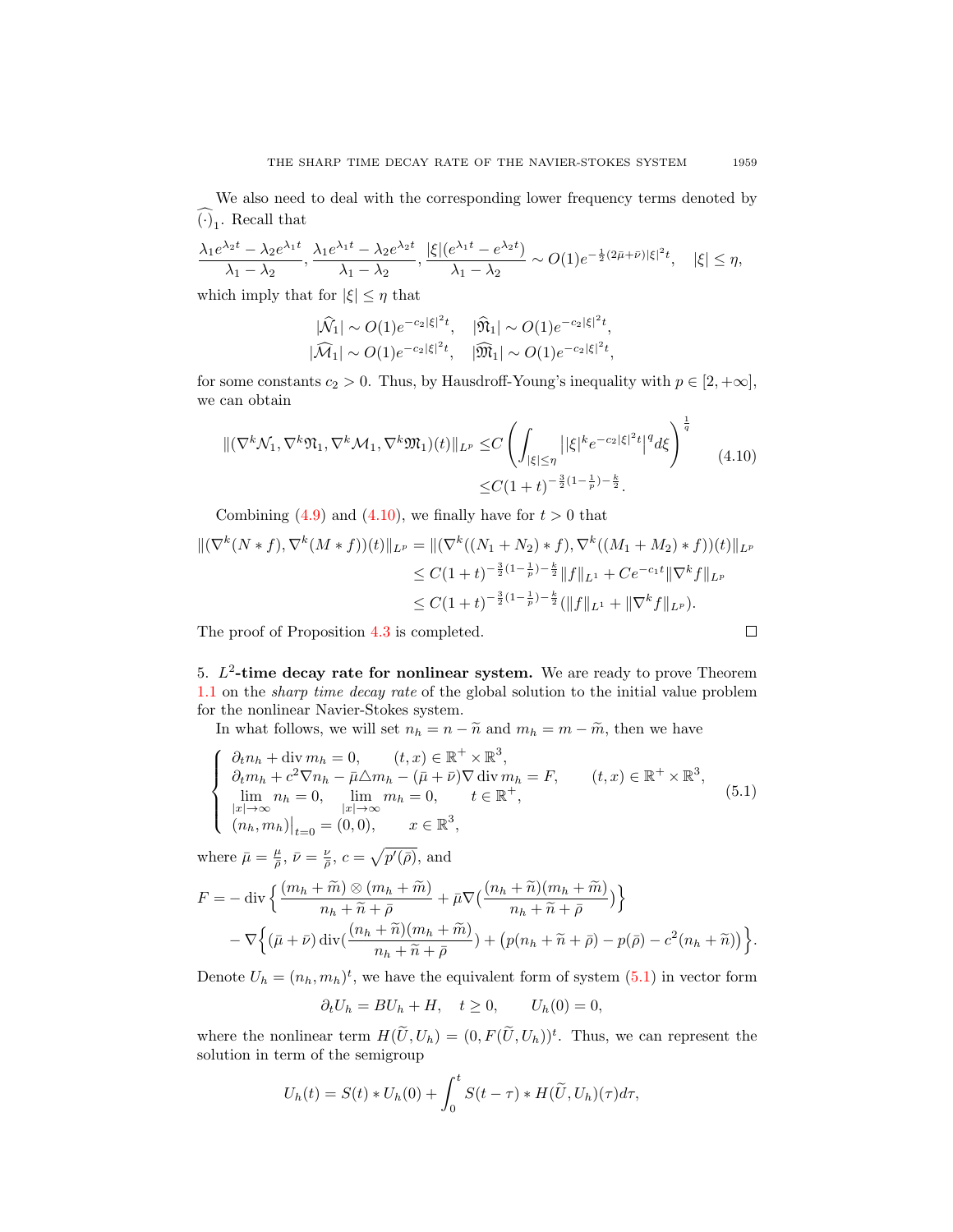We also need to deal with the corresponding lower frequency terms denoted by $\widehat{(\cdot)}_1$. Recall that

$$\frac{\lambda_1 e^{\lambda_2 t} - \lambda_2 e^{\lambda_1 t}}{\lambda_1 - \lambda_2}, \frac{\lambda_1 e^{\lambda_1 t} - \lambda_2 e^{\lambda_2 t}}{\lambda_1 - \lambda_2}, \frac{|\xi|(e^{\lambda_1 t} - e^{\lambda_2 t})}{\lambda_1 - \lambda_2} \sim O(1) e^{-\frac{1}{2}(2\bar{\mu}+\bar{\nu})|\xi|^2 t}, \quad |\xi| \leq \eta,$$

which imply that for $|\xi| \leq \eta$ that

$$|\widehat{\mathcal{N}}_1| \sim O(1) e^{-c_2|\xi|^2 t}, \quad |\widehat{\mathfrak{N}}_1| \sim O(1) e^{-c_2|\xi|^2 t},$$
$$|\widehat{\mathcal{M}}_1| \sim O(1) e^{-c_2|\xi|^2 t}, \quad |\widehat{\mathfrak{M}}_1| \sim O(1) e^{-c_2|\xi|^2 t},$$

for some constants $c_2 > 0$. Thus, by Hausdroff-Young's inequality with $p \in [2, +\infty]$, we can obtain

$$\begin{aligned}
\|(\nabla^k \mathcal{N}_1, \nabla^k \mathfrak{N}_1, \nabla^k \mathcal{M}_1, \nabla^k \mathfrak{M}_1)(t)\|_{L^p} \leq & C \left( \int_{|\xi| \leq \eta} \left| |\xi|^k e^{-c_2|\xi|^2 t} \right|^q d\xi \right)^{\frac{1}{q}} \\
\leq & C(1+t)^{-\frac{3}{2}(1-\frac{1}{p}) - \frac{k}{2}}.
\end{aligned} \tag{4.10}$$

Combining (4.9) and (4.10), we finally have for $t > 0$ that

$$\begin{aligned}
\|(\nabla^k (N * f), \nabla^k (M * f))(t)\|_{L^p} &= \|(\nabla^k ((N_1 + N_2) * f), \nabla^k ((M_1 + M_2) * f))(t)\|_{L^p} \\
&\leq C(1+t)^{-\frac{3}{2}(1-\frac{1}{p}) - \frac{k}{2}} \|f\|_{L^1} + C e^{-c_1 t} \|\nabla^k f\|_{L^p} \\
&\leq C(1+t)^{-\frac{3}{2}(1-\frac{1}{p}) - \frac{k}{2}} (\|f\|_{L^1} + \|\nabla^k f\|_{L^p}).
\end{aligned}$$

The proof of Proposition 4.3 is completed. $\square$

5. **$L^2$-time decay rate for nonlinear system.** We are ready to prove Theorem 1.1 on the *sharp time decay rate* of the global solution to the initial value problem for the nonlinear Navier-Stokes system.

In what follows, we will set $n_h = n - \widetilde{n}$ and $m_h = m - \widetilde{m}$, then we have

$$\begin{cases}
\partial_t n_h + \operatorname{div} m_h = 0, \qquad (t, x) \in \mathbb{R}^+ \times \mathbb{R}^3, \\
\partial_t m_h + c^2 \nabla n_h - \bar{\mu} \triangle m_h - (\bar{\mu} + \bar{\nu}) \nabla \operatorname{div} m_h = F, \qquad (t, x) \in \mathbb{R}^+ \times \mathbb{R}^3, \\
\lim\limits_{|x| \to \infty} n_h = 0, \quad \lim\limits_{|x| \to \infty} m_h = 0, \qquad t \in \mathbb{R}^+, \\
(n_h, m_h)\big|_{t=0} = (0, 0), \qquad x \in \mathbb{R}^3,
\end{cases} \tag{5.1}$$

where $\bar{\mu} = \frac{\mu}{\bar{\rho}}$, $\bar{\nu} = \frac{\nu}{\bar{\rho}}$, $c = \sqrt{p'(\bar{\rho})}$, and

$$\begin{aligned}
F = &- \operatorname{div} \Big\{ \frac{(m_h + \widetilde{m}) \otimes (m_h + \widetilde{m})}{n_h + \widetilde{n} + \bar{\rho}} + \bar{\mu} \nabla \big( \frac{(n_h + \widetilde{n})(m_h + \widetilde{m})}{n_h + \widetilde{n} + \bar{\rho}} \big) \Big\} \\
&- \nabla \Big\{ (\bar{\mu} + \bar{\nu}) \operatorname{div} \big( \frac{(n_h + \widetilde{n})(m_h + \widetilde{m})}{n_h + \widetilde{n} + \bar{\rho}} \big) + \big( p(n_h + \widetilde{n} + \bar{\rho}) - p(\bar{\rho}) - c^2 (n_h + \widetilde{n}) \big) \Big\}.
\end{aligned}$$

Denote $U_h = (n_h, m_h)^t$, we have the equivalent form of system (5.1) in vector form

$$\partial_t U_h = B U_h + H, \quad t \geq 0, \qquad U_h(0) = 0,$$

where the nonlinear term $H(\widetilde{U}, U_h) = (0, F(\widetilde{U}, U_h))^t$. Thus, we can represent the solution in term of the semigroup

$$U_h(t) = S(t) * U_h(0) + \int_0^t S(t - \tau) * H(\widetilde{U}, U_h)(\tau) d\tau,$$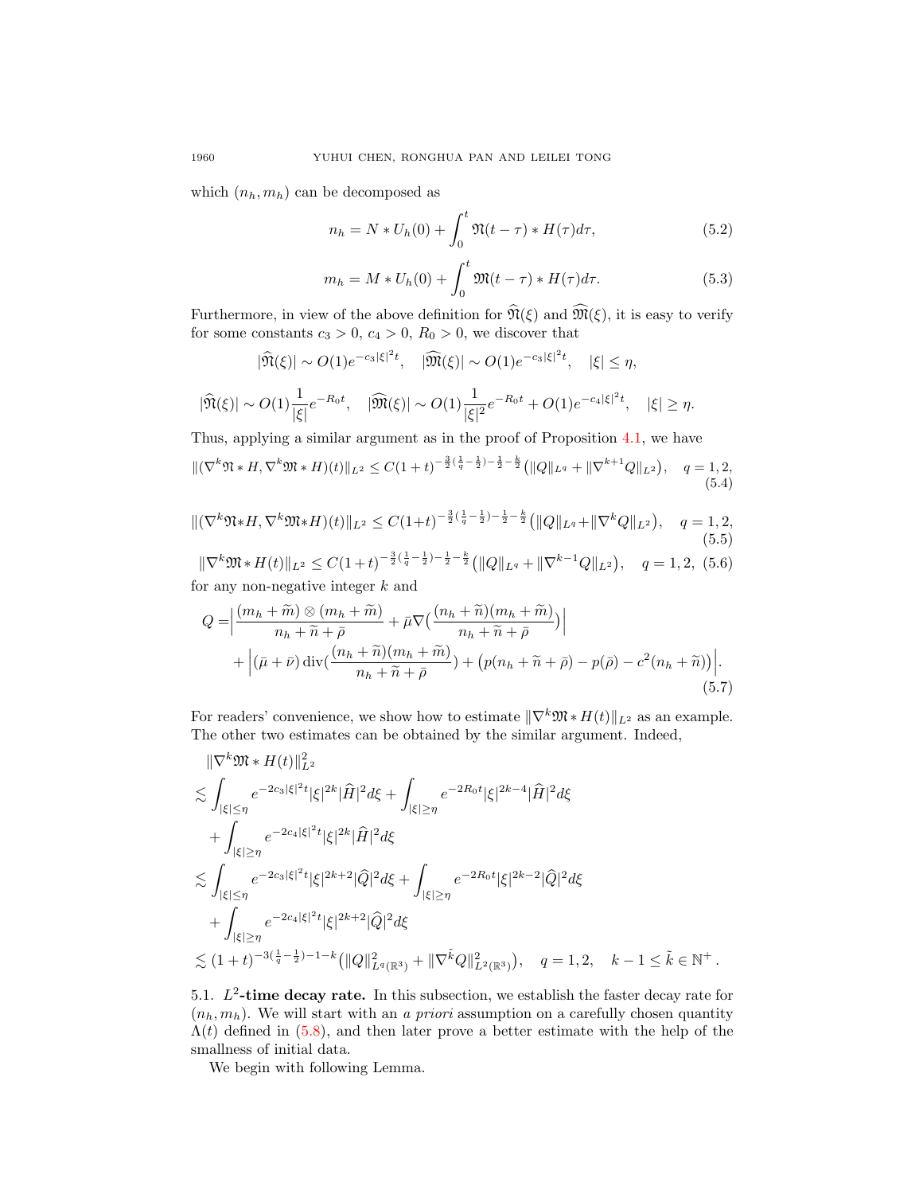which $(n_h, m_h)$ can be decomposed as

$$n_h = N * U_h(0) + \int_0^t \mathfrak{N}(t-\tau) * H(\tau) d\tau, \tag{5.2}$$

$$m_h = M * U_h(0) + \int_0^t \mathfrak{M}(t-\tau) * H(\tau) d\tau. \tag{5.3}$$

Furthermore, in view of the above definition for $\widehat{\mathfrak{N}}(\xi)$ and $\widehat{\mathfrak{M}}(\xi)$, it is easy to verify for some constants $c_3 > 0$, $c_4 > 0$, $R_0 > 0$, we discover that

$$|\widehat{\mathfrak{N}}(\xi)| \sim O(1) e^{-c_3|\xi|^2 t}, \quad |\widehat{\mathfrak{M}}(\xi)| \sim O(1) e^{-c_3|\xi|^2 t}, \quad |\xi| \le \eta,$$

$$|\widehat{\mathfrak{N}}(\xi)| \sim O(1) \frac{1}{|\xi|} e^{-R_0 t}, \quad |\widehat{\mathfrak{M}}(\xi)| \sim O(1) \frac{1}{|\xi|^2} e^{-R_0 t} + O(1) e^{-c_4|\xi|^2 t}, \quad |\xi| \ge \eta.$$

Thus, applying a similar argument as in the proof of Proposition 4.1, we have

$$\|(\nabla^k \mathfrak{N} * H, \nabla^k \mathfrak{M} * H)(t)\|_{L^2} \le C(1+t)^{-\frac{3}{2}(\frac{1}{q}-\frac{1}{2})-\frac{1}{2}-\frac{k}{2}} \big(\|Q\|_{L^q} + \|\nabla^{k+1} Q\|_{L^2}\big), \quad q = 1, 2, \tag{5.4}$$

$$\|(\nabla^k \mathfrak{N} * H, \nabla^k \mathfrak{M} * H)(t)\|_{L^2} \le C(1+t)^{-\frac{3}{2}(\frac{1}{q}-\frac{1}{2})-\frac{1}{2}-\frac{k}{2}} \big(\|Q\|_{L^q} + \|\nabla^{k} Q\|_{L^2}\big), \quad q = 1, 2, \tag{5.5}$$

$$\|\nabla^k \mathfrak{M} * H(t)\|_{L^2} \le C(1+t)^{-\frac{3}{2}(\frac{1}{q}-\frac{1}{2})-\frac{1}{2}-\frac{k}{2}} \big(\|Q\|_{L^q} + \|\nabla^{k-1} Q\|_{L^2}\big), \quad q = 1, 2, \tag{5.6}$$

for any non-negative integer $k$ and

$$\begin{aligned} Q = &\Big| \frac{(m_h + \widetilde{m}) \otimes (m_h + \widetilde{m})}{n_h + \widetilde{n} + \bar{\rho}} + \bar{\mu} \nabla \big( \frac{(n_h + \widetilde{n})(m_h + \widetilde{m})}{n_h + \widetilde{n} + \bar{\rho}} \big) \Big| \\ &+ \Big| (\bar{\mu} + \bar{\nu}) \operatorname{div} \big( \frac{(n_h + \widetilde{n})(m_h + \widetilde{m})}{n_h + \widetilde{n} + \bar{\rho}} \big) + \big( p(n_h + \widetilde{n} + \bar{\rho}) - p(\bar{\rho}) - c^2 (n_h + \widetilde{n}) \big) \Big|. \end{aligned} \tag{5.7}$$

For readers' convenience, we show how to estimate $\|\nabla^k \mathfrak{M} * H(t)\|_{L^2}$ as an example. The other two estimates can be obtained by the similar argument. Indeed,

$$\begin{aligned} &\|\nabla^k \mathfrak{M} * H(t)\|_{L^2}^2 \\ \lesssim &\int_{|\xi| \le \eta} e^{-2c_3|\xi|^2 t} |\xi|^{2k} |\widehat{H}|^2 d\xi + \int_{|\xi| \ge \eta} e^{-2R_0 t} |\xi|^{2k-4} |\widehat{H}|^2 d\xi \\ &+ \int_{|\xi| \ge \eta} e^{-2c_4|\xi|^2 t} |\xi|^{2k} |\widehat{H}|^2 d\xi \\ \lesssim &\int_{|\xi| \le \eta} e^{-2c_3|\xi|^2 t} |\xi|^{2k+2} |\widehat{Q}|^2 d\xi + \int_{|\xi| \ge \eta} e^{-2R_0 t} |\xi|^{2k-2} |\widehat{Q}|^2 d\xi \\ &+ \int_{|\xi| \ge \eta} e^{-2c_4|\xi|^2 t} |\xi|^{2k+2} |\widehat{Q}|^2 d\xi \\ \lesssim &(1+t)^{-3(\frac{1}{q}-\frac{1}{2})-1-k} \big( \|Q\|_{L^q(\mathbb{R}^3)}^2 + \|\nabla^{\tilde{k}} Q\|_{L^2(\mathbb{R}^3)}^2 \big), \quad q = 1, 2, \quad k-1 \le \tilde{k} \in \mathbb{N}^+. \end{aligned}$$

## 5.1. $L^2$-time decay rate.

In this subsection, we establish the faster decay rate for $(n_h, m_h)$. We will start with an *a priori* assumption on a carefully chosen quantity $\Lambda(t)$ defined in (5.8), and then later prove a better estimate with the help of the smallness of initial data.

We begin with following Lemma.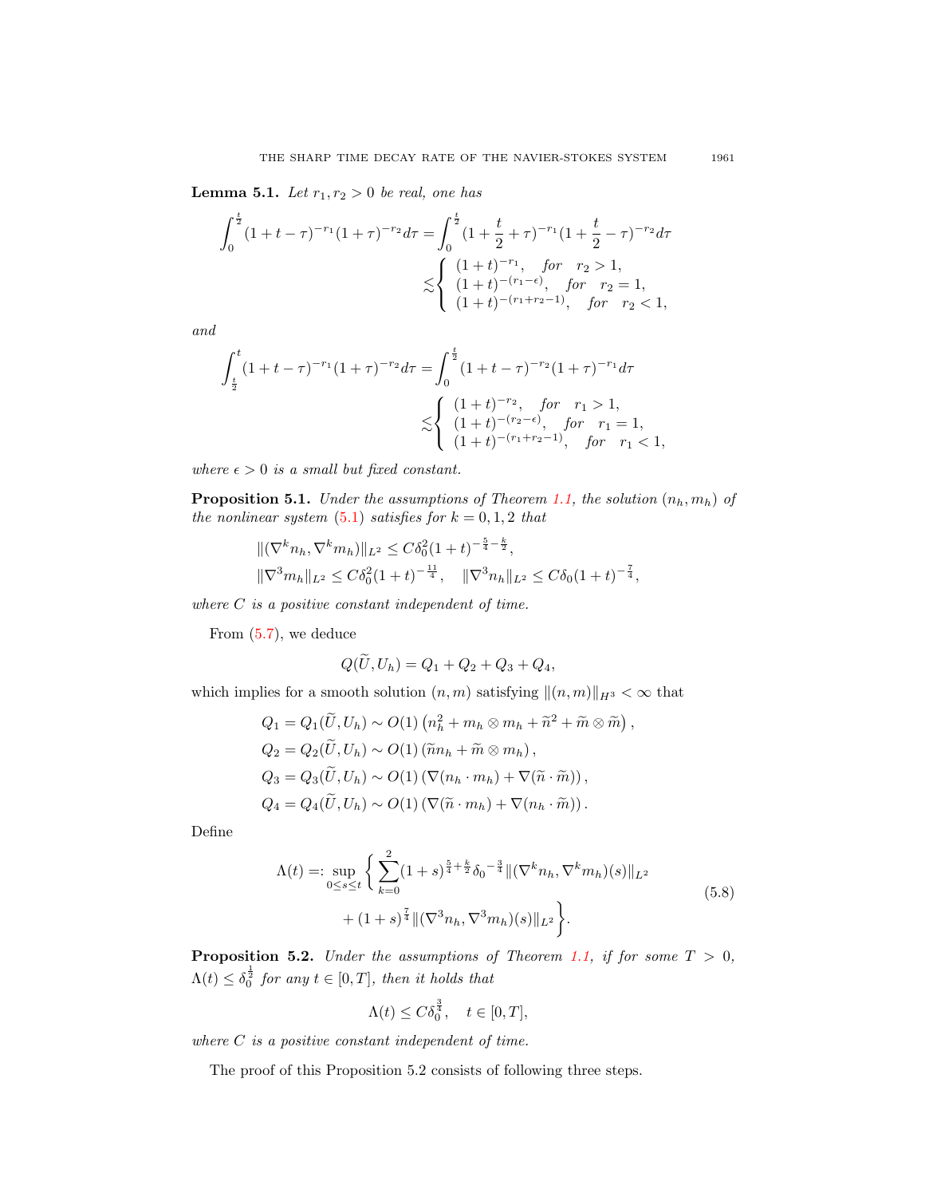**Lemma 5.1.** *Let $r_1, r_2 > 0$ be real, one has*

$$
\begin{aligned}
\int_0^{\frac{t}{2}} (1+t-\tau)^{-r_1}(1+\tau)^{-r_2} d\tau &= \int_0^{\frac{t}{2}} (1+\frac{t}{2}+\tau)^{-r_1}(1+\frac{t}{2}-\tau)^{-r_2} d\tau \\
&\lesssim \begin{cases} (1+t)^{-r_1}, & for \quad r_2 > 1, \\ (1+t)^{-(r_1-\epsilon)}, & for \quad r_2 = 1, \\ (1+t)^{-(r_1+r_2-1)}, & for \quad r_2 < 1, \end{cases}
\end{aligned}
$$

*and*

$$
\begin{aligned}
\int_{\frac{t}{2}}^{t} (1+t-\tau)^{-r_1}(1+\tau)^{-r_2} d\tau &= \int_0^{\frac{t}{2}} (1+t-\tau)^{-r_2}(1+\tau)^{-r_1} d\tau \\
&\lesssim \begin{cases} (1+t)^{-r_2}, & for \quad r_1 > 1, \\ (1+t)^{-(r_2-\epsilon)}, & for \quad r_1 = 1, \\ (1+t)^{-(r_1+r_2-1)}, & for \quad r_1 < 1, \end{cases}
\end{aligned}
$$

*where $\epsilon > 0$ is a small but fixed constant.*

**Proposition 5.1.** *Under the assumptions of Theorem 1.1, the solution $(n_h, m_h)$ of the nonlinear system (5.1) satisfies for $k = 0, 1, 2$ that*

$$
\begin{aligned}
&\|(\nabla^k n_h, \nabla^k m_h)\|_{L^2} \le C\delta_0^2 (1+t)^{-\frac{5}{4}-\frac{k}{2}}, \\
&\|\nabla^3 m_h\|_{L^2} \le C\delta_0^2 (1+t)^{-\frac{11}{4}}, \quad \|\nabla^3 n_h\|_{L^2} \le C\delta_0 (1+t)^{-\frac{7}{4}},
\end{aligned}
$$

*where $C$ is a positive constant independent of time.*

From (5.7), we deduce

$$
Q(\widetilde{U}, U_h) = Q_1 + Q_2 + Q_3 + Q_4,
$$

which implies for a smooth solution $(n, m)$ satisfying $\|(n, m)\|_{H^3} < \infty$ that

$$
\begin{aligned}
Q_1 &= Q_1(\widetilde{U}, U_h) \sim O(1)\left(n_h^2 + m_h \otimes m_h + \widetilde{n}^2 + \widetilde{m} \otimes \widetilde{m}\right), \\
Q_2 &= Q_2(\widetilde{U}, U_h) \sim O(1)\left(\widetilde{n} n_h + \widetilde{m} \otimes m_h\right), \\
Q_3 &= Q_3(\widetilde{U}, U_h) \sim O(1)\left(\nabla(n_h \cdot m_h) + \nabla(\widetilde{n} \cdot \widetilde{m})\right), \\
Q_4 &= Q_4(\widetilde{U}, U_h) \sim O(1)\left(\nabla(\widetilde{n} \cdot m_h) + \nabla(n_h \cdot \widetilde{m})\right).
\end{aligned}
$$

Define

$$
\begin{aligned}
\Lambda(t) =: \sup_{0 \le s \le t} \Bigg\{ &\sum_{k=0}^{2} (1+s)^{\frac{5}{4}+\frac{k}{2}} \delta_0^{-\frac{3}{4}} \|(\nabla^k n_h, \nabla^k m_h)(s)\|_{L^2} \\
&+ (1+s)^{\frac{7}{4}} \|(\nabla^3 n_h, \nabla^3 m_h)(s)\|_{L^2} \Bigg\}.
\end{aligned} \tag{5.8}
$$

**Proposition 5.2.** *Under the assumptions of Theorem 1.1, if for some $T > 0$, $\Lambda(t) \le \delta_0^{\frac{1}{2}}$ for any $t \in [0, T]$, then it holds that*

$$
\Lambda(t) \le C\delta_0^{\frac{3}{4}}, \quad t \in [0, T],
$$

*where $C$ is a positive constant independent of time.*

The proof of this Proposition 5.2 consists of following three steps.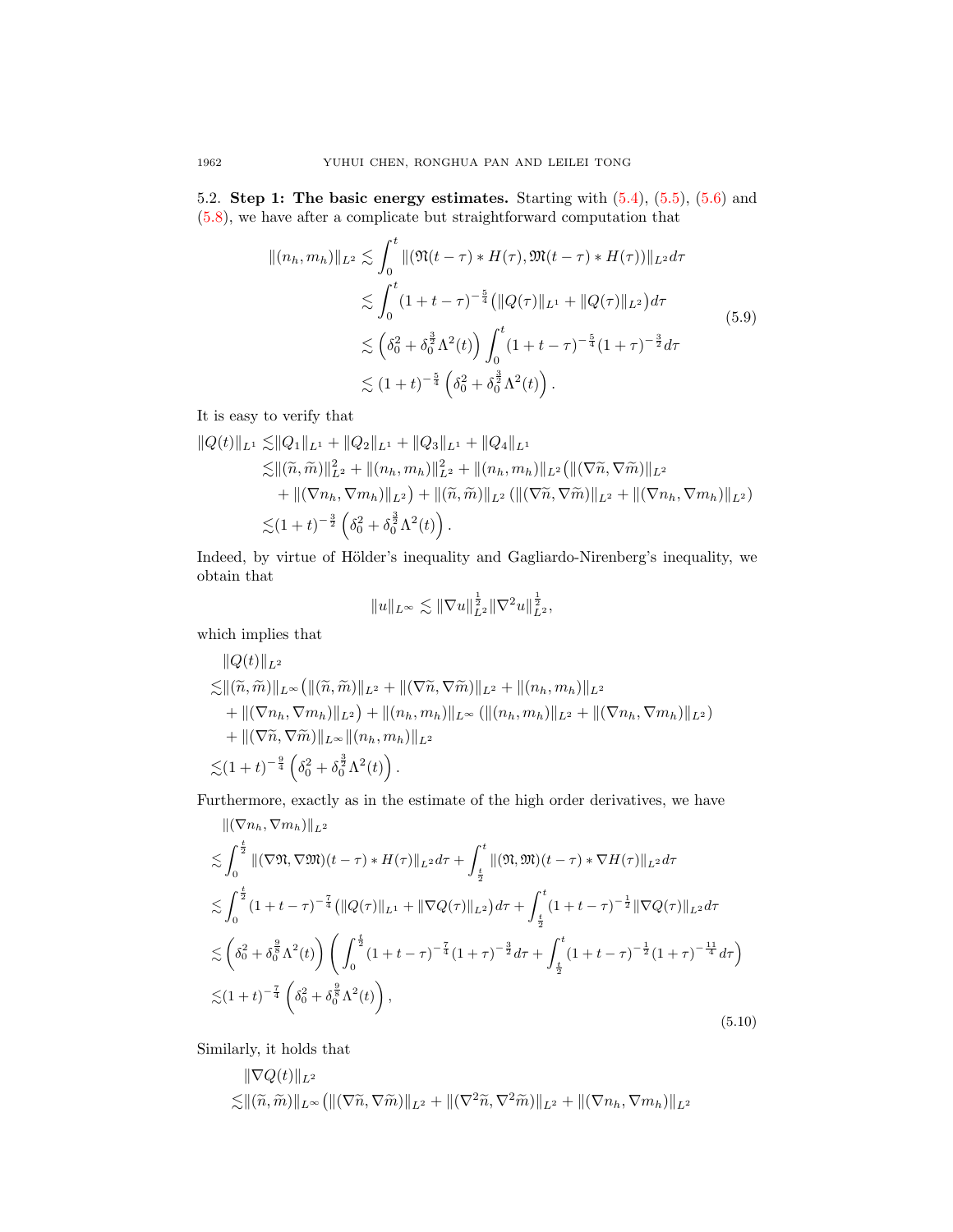5.2. **Step 1: The basic energy estimates.** Starting with (5.4), (5.5), (5.6) and (5.8), we have after a complicate but straightforward computation that

$$
\begin{aligned}
\|(n_h, m_h)\|_{L^2} &\lesssim \int_0^t \|(\mathfrak{N}(t-\tau) * H(\tau), \mathfrak{M}(t-\tau) * H(\tau))\|_{L^2} d\tau \\
&\lesssim \int_0^t (1+t-\tau)^{-\frac{5}{4}} \big(\|Q(\tau)\|_{L^1} + \|Q(\tau)\|_{L^2}\big) d\tau \\
&\lesssim \left(\delta_0^2 + \delta_0^{\frac{3}{2}} \Lambda^2(t)\right) \int_0^t (1+t-\tau)^{-\frac{5}{4}} (1+\tau)^{-\frac{3}{2}} d\tau \\
&\lesssim (1+t)^{-\frac{5}{4}} \left(\delta_0^2 + \delta_0^{\frac{3}{2}} \Lambda^2(t)\right).
\end{aligned}
\tag{5.9}
$$

It is easy to verify that

$$
\begin{aligned}
\|Q(t)\|_{L^1} \lesssim& \|Q_1\|_{L^1} + \|Q_2\|_{L^1} + \|Q_3\|_{L^1} + \|Q_4\|_{L^1} \\
\lesssim& \|(\widetilde{n}, \widetilde{m})\|_{L^2}^2 + \|(n_h, m_h)\|_{L^2}^2 + \|(n_h, m_h)\|_{L^2} \big(\|(\nabla \widetilde{n}, \nabla \widetilde{m})\|_{L^2} \\
&+ \|(\nabla n_h, \nabla m_h)\|_{L^2}\big) + \|(\widetilde{n}, \widetilde{m})\|_{L^2} \left(\|(\nabla \widetilde{n}, \nabla \widetilde{m})\|_{L^2} + \|(\nabla n_h, \nabla m_h)\|_{L^2}\right) \\
\lesssim& (1+t)^{-\frac{3}{2}} \left(\delta_0^2 + \delta_0^{\frac{3}{2}} \Lambda^2(t)\right).
\end{aligned}
$$

Indeed, by virtue of Hölder's inequality and Gagliardo-Nirenberg's inequality, we obtain that

$$
\|u\|_{L^\infty} \lesssim \|\nabla u\|_{L^2}^{\frac{1}{2}} \|\nabla^2 u\|_{L^2}^{\frac{1}{2}},
$$

which implies that

$$
\begin{aligned}
&\|Q(t)\|_{L^2} \\
\lesssim& \|(\widetilde{n}, \widetilde{m})\|_{L^\infty} \big(\|(\widetilde{n}, \widetilde{m})\|_{L^2} + \|(\nabla \widetilde{n}, \nabla \widetilde{m})\|_{L^2} + \|(n_h, m_h)\|_{L^2} \\
&+ \|(\nabla n_h, \nabla m_h)\|_{L^2}\big) + \|(n_h, m_h)\|_{L^\infty} \left(\|(n_h, m_h)\|_{L^2} + \|(\nabla n_h, \nabla m_h)\|_{L^2}\right) \\
&+ \|(\nabla \widetilde{n}, \nabla \widetilde{m})\|_{L^\infty} \|(n_h, m_h)\|_{L^2} \\
\lesssim& (1+t)^{-\frac{9}{4}} \left(\delta_0^2 + \delta_0^{\frac{3}{2}} \Lambda^2(t)\right).
\end{aligned}
$$

Furthermore, exactly as in the estimate of the high order derivatives, we have

$$
\begin{aligned}
&\|(\nabla n_h, \nabla m_h)\|_{L^2} \\
\lesssim& \int_0^{\frac{t}{2}} \|(\nabla \mathfrak{N}, \nabla \mathfrak{M})(t-\tau) * H(\tau)\|_{L^2} d\tau + \int_{\frac{t}{2}}^t \|(\mathfrak{N}, \mathfrak{M})(t-\tau) * \nabla H(\tau)\|_{L^2} d\tau \\
\lesssim& \int_0^{\frac{t}{2}} (1+t-\tau)^{-\frac{7}{4}} \big(\|Q(\tau)\|_{L^1} + \|\nabla Q(\tau)\|_{L^2}\big) d\tau + \int_{\frac{t}{2}}^t (1+t-\tau)^{-\frac{1}{2}} \|\nabla Q(\tau)\|_{L^2} d\tau \\
\lesssim& \left(\delta_0^2 + \delta_0^{\frac{9}{8}} \Lambda^2(t)\right) \left( \int_0^{\frac{t}{2}} (1+t-\tau)^{-\frac{7}{4}} (1+\tau)^{-\frac{3}{2}} d\tau + \int_{\frac{t}{2}}^t (1+t-\tau)^{-\frac{1}{2}} (1+\tau)^{-\frac{11}{4}} d\tau \right) \\
\lesssim& (1+t)^{-\frac{7}{4}} \left(\delta_0^2 + \delta_0^{\frac{9}{8}} \Lambda^2(t)\right),
\end{aligned}
\tag{5.10}
$$

Similarly, it holds that

$$
\begin{aligned}
&\|\nabla Q(t)\|_{L^2} \\
\lesssim& \|(\widetilde{n}, \widetilde{m})\|_{L^\infty} \big(\|(\nabla \widetilde{n}, \nabla \widetilde{m})\|_{L^2} + \|(\nabla^2 \widetilde{n}, \nabla^2 \widetilde{m})\|_{L^2} + \|(\nabla n_h, \nabla m_h)\|_{L^2}
\end{aligned}
$$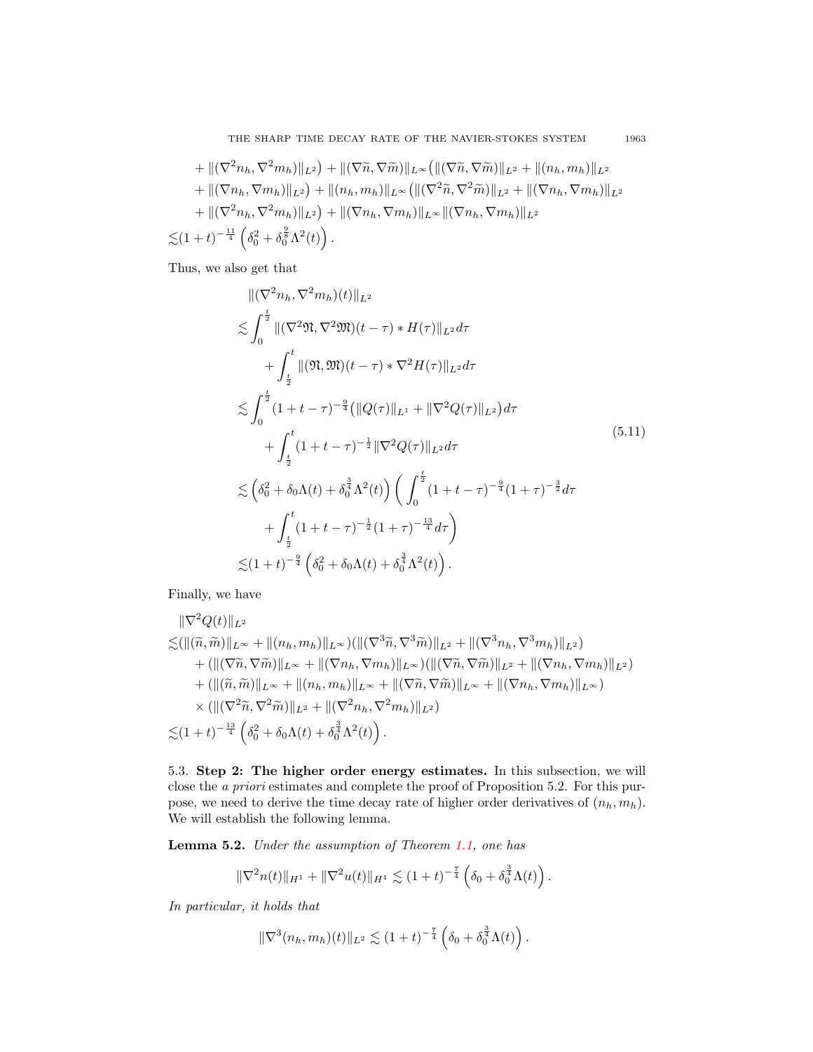$$
\begin{aligned}
&+\|(\nabla^2 n_h, \nabla^2 m_h)\|_{L^2}\big) + \|(\nabla\widetilde{n}, \nabla\widetilde{m})\|_{L^\infty}\big(\|(\nabla\widetilde{n}, \nabla\widetilde{m})\|_{L^2} + \|(n_h, m_h)\|_{L^2} \\
&+\|(\nabla n_h, \nabla m_h)\|_{L^2}\big) + \|(n_h, m_h)\|_{L^\infty}\big(\|(\nabla^2\widetilde{n}, \nabla^2\widetilde{m})\|_{L^2} + \|(\nabla n_h, \nabla m_h)\|_{L^2} \\
&+\|(\nabla^2 n_h, \nabla^2 m_h)\|_{L^2}\big) + \|(\nabla n_h, \nabla m_h)\|_{L^\infty}\|(\nabla n_h, \nabla m_h)\|_{L^2} \\
\lesssim&(1+t)^{-\frac{11}{4}}\left(\delta_0^2 + \delta_0^{\frac{9}{8}}\Lambda^2(t)\right).
\end{aligned}
$$

Thus, we also get that

$$
\begin{aligned}
&\|(\nabla^2 n_h, \nabla^2 m_h)(t)\|_{L^2} \\
\lesssim&\int_0^{\frac{t}{2}} \|(\nabla^2\mathfrak{N}, \nabla^2\mathfrak{M})(t-\tau) * H(\tau)\|_{L^2} d\tau \\
&\quad + \int_{\frac{t}{2}}^t \|(\mathfrak{N}, \mathfrak{M})(t-\tau) * \nabla^2 H(\tau)\|_{L^2} d\tau \\
\lesssim&\int_0^{\frac{t}{2}} (1+t-\tau)^{-\frac{9}{4}}\big(\|Q(\tau)\|_{L^1} + \|\nabla^2 Q(\tau)\|_{L^2}\big) d\tau \\
&\quad + \int_{\frac{t}{2}}^t (1+t-\tau)^{-\frac{1}{2}}\|\nabla^2 Q(\tau)\|_{L^2} d\tau \\
\lesssim&\left(\delta_0^2 + \delta_0\Lambda(t) + \delta_0^{\frac{3}{4}}\Lambda^2(t)\right)\bigg(\int_0^{\frac{t}{2}} (1+t-\tau)^{-\frac{9}{4}}(1+\tau)^{-\frac{3}{2}} d\tau \\
&\quad + \int_{\frac{t}{2}}^t (1+t-\tau)^{-\frac{1}{2}}(1+\tau)^{-\frac{13}{4}} d\tau\bigg) \\
\lesssim&(1+t)^{-\frac{9}{4}}\left(\delta_0^2 + \delta_0\Lambda(t) + \delta_0^{\frac{3}{4}}\Lambda^2(t)\right).
\end{aligned} \tag{5.11}
$$

Finally, we have

$$
\begin{aligned}
&\|\nabla^2 Q(t)\|_{L^2} \\
\lesssim&(\|(\widetilde{n}, \widetilde{m})\|_{L^\infty} + \|(n_h, m_h)\|_{L^\infty})(\|(\nabla^3\widetilde{n}, \nabla^3\widetilde{m})\|_{L^2} + \|(\nabla^3 n_h, \nabla^3 m_h)\|_{L^2}) \\
&+(\|(\nabla\widetilde{n}, \nabla\widetilde{m})\|_{L^\infty} + \|(\nabla n_h, \nabla m_h)\|_{L^\infty})(\|(\nabla\widetilde{n}, \nabla\widetilde{m})\|_{L^2} + \|(\nabla n_h, \nabla m_h)\|_{L^2}) \\
&+(\|(\widetilde{n}, \widetilde{m})\|_{L^\infty} + \|(n_h, m_h)\|_{L^\infty} + \|(\nabla\widetilde{n}, \nabla\widetilde{m})\|_{L^\infty} + \|(\nabla n_h, \nabla m_h)\|_{L^\infty}) \\
&\times(\|(\nabla^2\widetilde{n}, \nabla^2\widetilde{m})\|_{L^2} + \|(\nabla^2 n_h, \nabla^2 m_h)\|_{L^2}) \\
\lesssim&(1+t)^{-\frac{13}{4}}\left(\delta_0^2 + \delta_0\Lambda(t) + \delta_0^{\frac{3}{4}}\Lambda^2(t)\right).
\end{aligned}
$$

5.3. **Step 2: The higher order energy estimates.** In this subsection, we will close the *a priori* estimates and complete the proof of Proposition 5.2. For this purpose, we need to derive the time decay rate of higher order derivatives of $(n_h, m_h)$. We will establish the following lemma.

**Lemma 5.2.** *Under the assumption of Theorem 1.1, one has*

$$
\|\nabla^2 n(t)\|_{H^1} + \|\nabla^2 u(t)\|_{H^1} \lesssim (1+t)^{-\frac{7}{4}}\left(\delta_0 + \delta_0^{\frac{3}{4}}\Lambda(t)\right).
$$

*In particular, it holds that*

$$
\|\nabla^3(n_h, m_h)(t)\|_{L^2} \lesssim (1+t)^{-\frac{7}{4}}\left(\delta_0 + \delta_0^{\frac{3}{4}}\Lambda(t)\right).
$$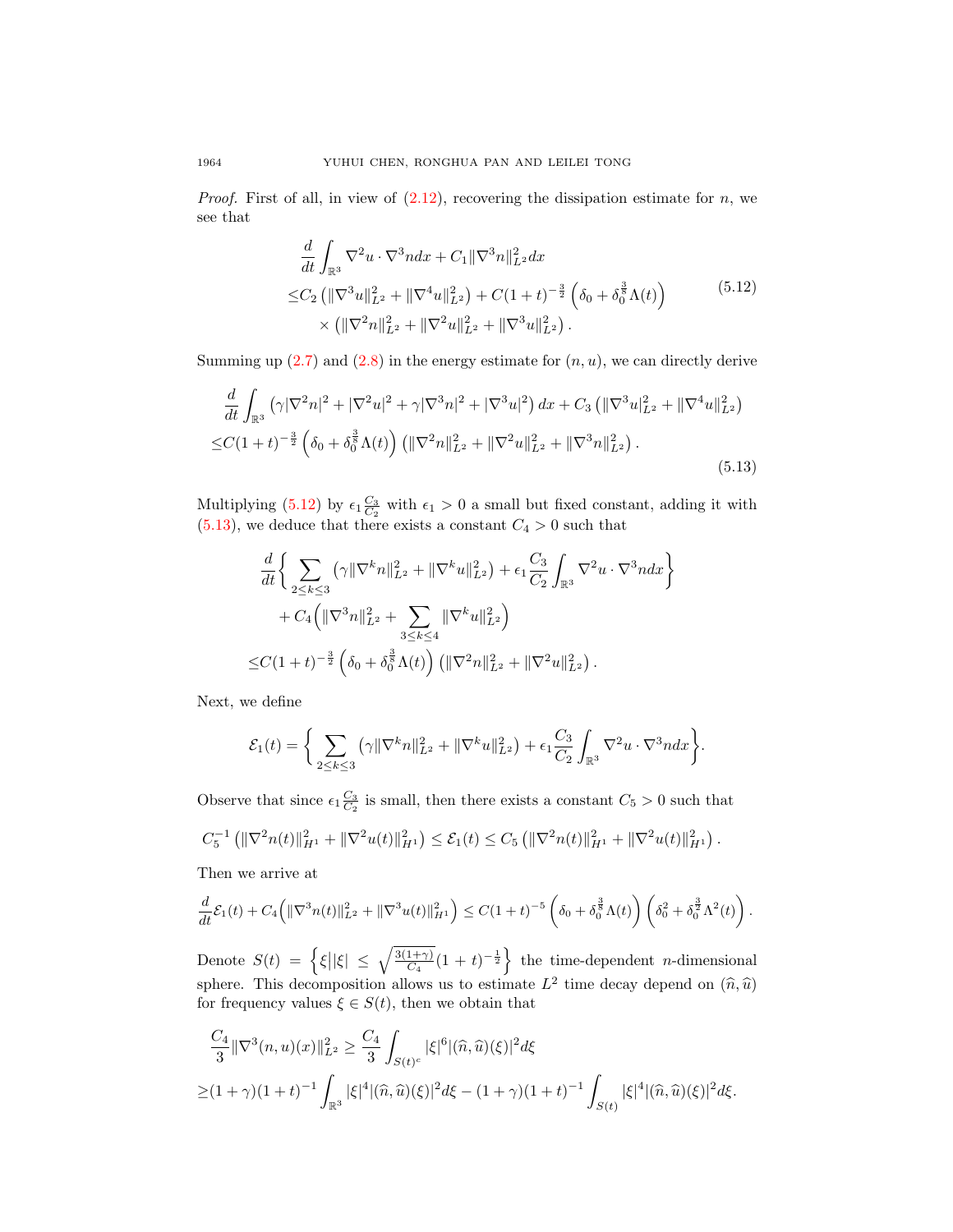*Proof.* First of all, in view of (2.12), recovering the dissipation estimate for $n$, we see that

$$
\begin{aligned}
&\frac{d}{dt}\int_{\mathbb{R}^3} \nabla^2 u \cdot \nabla^3 n dx + C_1 \|\nabla^3 n\|_{L^2}^2 dx \\
\le & C_2\left(\|\nabla^3 u\|_{L^2}^2 + \|\nabla^4 u\|_{L^2}^2\right) + C(1+t)^{-\frac{3}{2}}\left(\delta_0 + \delta_0^{\frac{3}{8}}\Lambda(t)\right) \\
&\times \left(\|\nabla^2 n\|_{L^2}^2 + \|\nabla^2 u\|_{L^2}^2 + \|\nabla^3 u\|_{L^2}^2\right).
\end{aligned}
\tag{5.12}
$$

Summing up (2.7) and (2.8) in the energy estimate for $(n,u)$, we can directly derive

$$
\begin{aligned}
&\frac{d}{dt}\int_{\mathbb{R}^3}\left(\gamma|\nabla^2 n|^2 + |\nabla^2 u|^2 + \gamma|\nabla^3 n|^2 + |\nabla^3 u|^2\right)dx + C_3\left(\|\nabla^3 u\|_{L^2}^2 + \|\nabla^4 u\|_{L^2}^2\right) \\
\le & C(1+t)^{-\frac{3}{2}}\left(\delta_0 + \delta_0^{\frac{3}{8}}\Lambda(t)\right)\left(\|\nabla^2 n\|_{L^2}^2 + \|\nabla^2 u\|_{L^2}^2 + \|\nabla^3 n\|_{L^2}^2\right).
\end{aligned}
\tag{5.13}
$$

Multiplying (5.12) by $\epsilon_1 \frac{C_3}{C_2}$ with $\epsilon_1 > 0$ a small but fixed constant, adding it with (5.13), we deduce that there exists a constant $C_4 > 0$ such that

$$
\begin{aligned}
&\frac{d}{dt}\left\{\sum_{2\le k\le 3}\left(\gamma\|\nabla^k n\|_{L^2}^2 + \|\nabla^k u\|_{L^2}^2\right) + \epsilon_1\frac{C_3}{C_2}\int_{\mathbb{R}^3}\nabla^2 u\cdot\nabla^3 n dx\right\} \\
&+ C_4\Big(\|\nabla^3 n\|_{L^2}^2 + \sum_{3\le k\le 4}\|\nabla^k u\|_{L^2}^2\Big) \\
\le & C(1+t)^{-\frac{3}{2}}\left(\delta_0 + \delta_0^{\frac{3}{8}}\Lambda(t)\right)\left(\|\nabla^2 n\|_{L^2}^2 + \|\nabla^2 u\|_{L^2}^2\right).
\end{aligned}
$$

Next, we define

$$
\mathcal{E}_1(t) = \bigg\{\sum_{2\le k\le 3}\left(\gamma\|\nabla^k n\|_{L^2}^2 + \|\nabla^k u\|_{L^2}^2\right) + \epsilon_1\frac{C_3}{C_2}\int_{\mathbb{R}^3}\nabla^2 u\cdot\nabla^3 n dx\bigg\}.
$$

Observe that since $\epsilon_1\frac{C_3}{C_2}$ is small, then there exists a constant $C_5 > 0$ such that

$$
C_5^{-1}\left(\|\nabla^2 n(t)\|_{H^1}^2 + \|\nabla^2 u(t)\|_{H^1}^2\right) \le \mathcal{E}_1(t) \le C_5\left(\|\nabla^2 n(t)\|_{H^1}^2 + \|\nabla^2 u(t)\|_{H^1}^2\right).
$$

Then we arrive at

$$
\frac{d}{dt}\mathcal{E}_1(t) + C_4\Big(\|\nabla^3 n(t)\|_{L^2}^2 + \|\nabla^3 u(t)\|_{H^1}^2\Big) \le C(1+t)^{-5}\left(\delta_0 + \delta_0^{\frac{3}{8}}\Lambda(t)\right)\left(\delta_0^2 + \delta_0^{\frac{3}{2}}\Lambda^2(t)\right).
$$

Denote $S(t) = \left\{\xi \big| |\xi| \le \sqrt{\frac{3(1+\gamma)}{C_4}}(1+t)^{-\frac{1}{2}}\right\}$ the time-dependent $n$-dimensional sphere. This decomposition allows us to estimate $L^2$ time decay depend on $(\widehat{n},\widehat{u})$ for frequency values $\xi \in S(t)$, then we obtain that

$$
\begin{aligned}
&\frac{C_4}{3}\|\nabla^3(n,u)(x)\|_{L^2}^2 \ge \frac{C_4}{3}\int_{S(t)^c}|\xi|^6|(\widehat{n},\widehat{u})(\xi)|^2 d\xi \\
\ge & (1+\gamma)(1+t)^{-1}\int_{\mathbb{R}^3}|\xi|^4|(\widehat{n},\widehat{u})(\xi)|^2 d\xi - (1+\gamma)(1+t)^{-1}\int_{S(t)}|\xi|^4|(\widehat{n},\widehat{u})(\xi)|^2 d\xi.
\end{aligned}
$$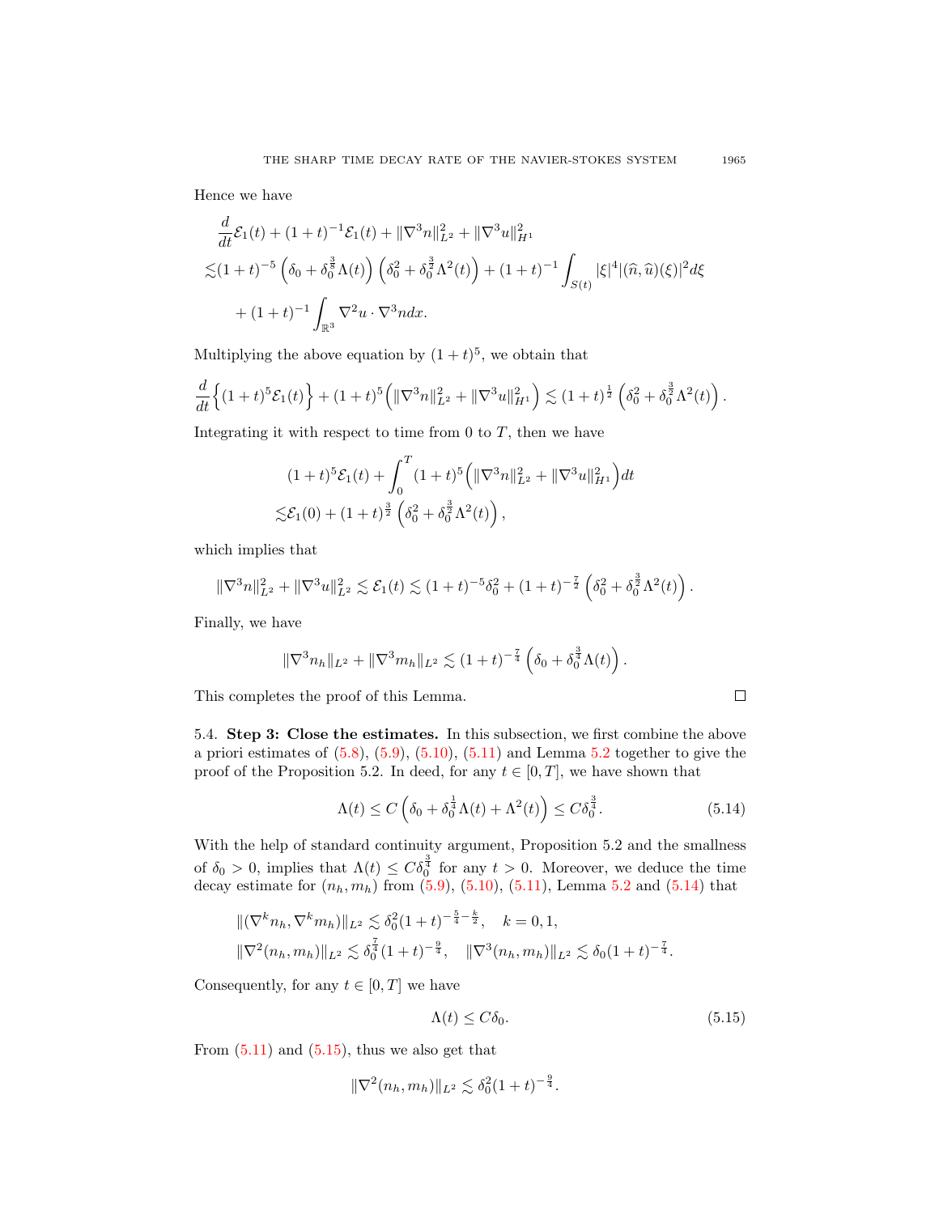Hence we have

$$
\begin{aligned}
&\frac{d}{dt}\mathcal{E}_1(t) + (1+t)^{-1}\mathcal{E}_1(t) + \|\nabla^3 n\|_{L^2}^2 + \|\nabla^3 u\|_{H^1}^2 \\
\lesssim&(1+t)^{-5}\left(\delta_0 + \delta_0^{\frac{3}{8}}\Lambda(t)\right)\left(\delta_0^2 + \delta_0^{\frac{3}{2}}\Lambda^2(t)\right) + (1+t)^{-1}\int_{S(t)} |\xi|^4 |(\widehat{n},\widehat{u})(\xi)|^2 d\xi \\
&+ (1+t)^{-1}\int_{\mathbb{R}^3} \nabla^2 u \cdot \nabla^3 n dx.
\end{aligned}
$$

Multiplying the above equation by $(1+t)^5$, we obtain that

$$
\frac{d}{dt}\Big\{(1+t)^5\mathcal{E}_1(t)\Big\} + (1+t)^5\Big(\|\nabla^3 n\|_{L^2}^2 + \|\nabla^3 u\|_{H^1}^2\Big) \lesssim (1+t)^{\frac{1}{2}}\left(\delta_0^2 + \delta_0^{\frac{3}{2}}\Lambda^2(t)\right).
$$

Integrating it with respect to time from 0 to $T$, then we have

$$
\begin{aligned}
&(1+t)^5\mathcal{E}_1(t) + \int_0^T (1+t)^5\Big(\|\nabla^3 n\|_{L^2}^2 + \|\nabla^3 u\|_{H^1}^2\Big)dt \\
\lesssim&\mathcal{E}_1(0) + (1+t)^{\frac{3}{2}}\left(\delta_0^2 + \delta_0^{\frac{3}{2}}\Lambda^2(t)\right),
\end{aligned}
$$

which implies that

$$
\|\nabla^3 n\|_{L^2}^2 + \|\nabla^3 u\|_{L^2}^2 \lesssim \mathcal{E}_1(t) \lesssim (1+t)^{-5}\delta_0^2 + (1+t)^{-\frac{7}{2}}\left(\delta_0^2 + \delta_0^{\frac{3}{2}}\Lambda^2(t)\right).
$$

Finally, we have

$$
\|\nabla^3 n_h\|_{L^2} + \|\nabla^3 m_h\|_{L^2} \lesssim (1+t)^{-\frac{7}{4}}\left(\delta_0 + \delta_0^{\frac{3}{4}}\Lambda(t)\right).
$$

This completes the proof of this Lemma. □

5.4. **Step 3: Close the estimates.** In this subsection, we first combine the above a priori estimates of (5.8), (5.9), (5.10), (5.11) and Lemma 5.2 together to give the proof of the Proposition 5.2. In deed, for any $t \in [0,T]$, we have shown that

$$
\Lambda(t) \le C\left(\delta_0 + \delta_0^{\frac{1}{4}}\Lambda(t) + \Lambda^2(t)\right) \le C\delta_0^{\frac{3}{4}}. \tag{5.14}
$$

With the help of standard continuity argument, Proposition 5.2 and the smallness of $\delta_0 > 0$, implies that $\Lambda(t) \le C\delta_0^{\frac{3}{4}}$ for any $t > 0$. Moreover, we deduce the time decay estimate for $(n_h, m_h)$ from (5.9), (5.10), (5.11), Lemma 5.2 and (5.14) that

$$
\begin{aligned}
&\|(\nabla^k n_h, \nabla^k m_h)\|_{L^2} \lesssim \delta_0^2(1+t)^{-\frac{5}{4}-\frac{k}{2}}, \quad k = 0, 1, \\
&\|\nabla^2(n_h, m_h)\|_{L^2} \lesssim \delta_0^{\frac{7}{4}}(1+t)^{-\frac{9}{4}}, \quad \|\nabla^3(n_h, m_h)\|_{L^2} \lesssim \delta_0(1+t)^{-\frac{7}{4}}.
\end{aligned}
$$

Consequently, for any $t \in [0,T]$ we have

$$
\Lambda(t) \le C\delta_0. \tag{5.15}
$$

From (5.11) and (5.15), thus we also get that

$$
\|\nabla^2(n_h, m_h)\|_{L^2} \lesssim \delta_0^2(1+t)^{-\frac{9}{4}}.
$$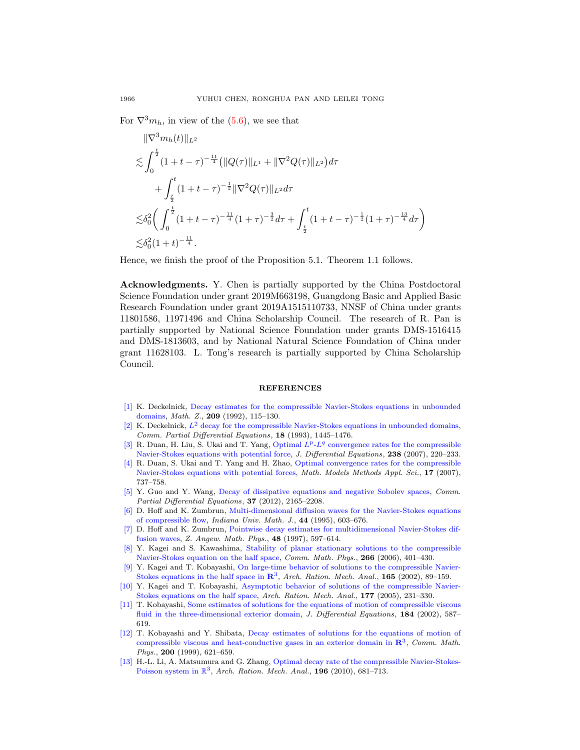For $\nabla^3 m_h$, in view of the (5.6), we see that

$$
\begin{aligned}
&\|\nabla^3 m_h(t)\|_{L^2} \\
&\lesssim \int_0^{\frac{t}{2}} (1+t-\tau)^{-\frac{11}{4}} \big( \|Q(\tau)\|_{L^1} + \|\nabla^2 Q(\tau)\|_{L^2} \big) d\tau \\
&\qquad + \int_{\frac{t}{2}}^{t} (1+t-\tau)^{-\frac{1}{2}} \|\nabla^2 Q(\tau)\|_{L^2} d\tau \\
&\lesssim \delta_0^2 \bigg( \int_0^{\frac{t}{2}} (1+t-\tau)^{-\frac{11}{4}} (1+\tau)^{-\frac{3}{2}} d\tau + \int_{\frac{t}{2}}^{t} (1+t-\tau)^{-\frac{1}{2}} (1+\tau)^{-\frac{13}{4}} d\tau \bigg) \\
&\lesssim \delta_0^2 (1+t)^{-\frac{11}{4}}.
\end{aligned}
$$

Hence, we finish the proof of the Proposition 5.1. Theorem 1.1 follows.

**Acknowledgments.** Y. Chen is partially supported by the China Postdoctoral Science Foundation under grant 2019M663198, Guangdong Basic and Applied Basic Research Foundation under grant 2019A1515110733, NNSF of China under grants 11801586, 11971496 and China Scholarship Council. The research of R. Pan is partially supported by National Science Foundation under grants DMS-1516415 and DMS-1813603, and by National Natural Science Foundation of China under grant 11628103. L. Tong's research is partially supported by China Scholarship Council.

## REFERENCES

[1] K. Deckelnick, Decay estimates for the compressible Navier-Stokes equations in unbounded domains, *Math. Z.*, **209** (1992), 115–130.

[2] K. Deckelnick, $L^2$ decay for the compressible Navier-Stokes equations in unbounded domains, *Comm. Partial Differential Equations*, **18** (1993), 1445–1476.

[3] R. Duan, H. Liu, S. Ukai and T. Yang, Optimal $L^p$-$L^q$ convergence rates for the compressible Navier-Stokes equations with potential force, *J. Differential Equations*, **238** (2007), 220–233.

[4] R. Duan, S. Ukai and T. Yang and H. Zhao, Optimal convergence rates for the compressible Navier-Stokes equations with potential forces, *Math. Models Methods Appl. Sci.*, **17** (2007), 737–758.

[5] Y. Guo and Y. Wang, Decay of dissipative equations and negative Sobolev spaces, *Comm. Partial Differential Equations*, **37** (2012), 2165–2208.

[6] D. Hoff and K. Zumbrun, Multi-dimensional diffusion waves for the Navier-Stokes equations of compressible flow, *Indiana Univ. Math. J.*, **44** (1995), 603–676.

[7] D. Hoff and K. Zumbrun, Pointwise decay estimates for multidimensional Navier-Stokes diffusion waves, *Z. Angew. Math. Phys.*, **48** (1997), 597–614.

[8] Y. Kagei and S. Kawashima, Stability of planar stationary solutions to the compressible Navier-Stokes equation on the half space, *Comm. Math. Phys.*, **266** (2006), 401–430.

[9] Y. Kagei and T. Kobayashi, On large-time behavior of solutions to the compressible Navier-Stokes equations in the half space in $\mathbf{R}^3$, *Arch. Ration. Mech. Anal.*, **165** (2002), 89–159.

[10] Y. Kagei and T. Kobayashi, Asymptotic behavior of solutions of the compressible Navier-Stokes equations on the half space, *Arch. Ration. Mech. Anal.*, **177** (2005), 231–330.

[11] T. Kobayashi, Some estimates of solutions for the equations of motion of compressible viscous fluid in the three-dimensional exterior domain, *J. Differential Equations*, **184** (2002), 587–619.

[12] T. Kobayashi and Y. Shibata, Decay estimates of solutions for the equations of motion of compressible viscous and heat-conductive gases in an exterior domain in $\mathbf{R}^3$, *Comm. Math. Phys.*, **200** (1999), 621–659.

[13] H.-L. Li, A. Matsumura and G. Zhang, Optimal decay rate of the compressible Navier-Stokes-Poisson system in $\mathbb{R}^3$, *Arch. Ration. Mech. Anal.*, **196** (2010), 681–713.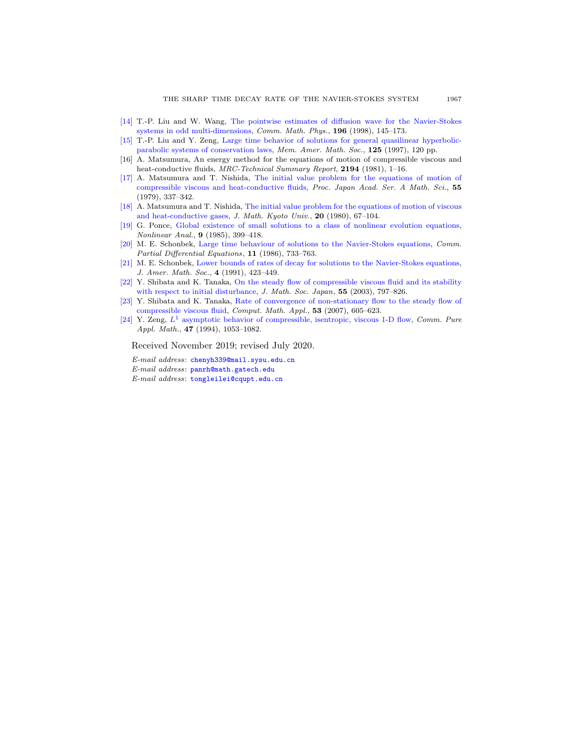[14] T.-P. Liu and W. Wang, The pointwise estimates of diffusion wave for the Navier-Stokes systems in odd multi-dimensions, *Comm. Math. Phys.*, **196** (1998), 145–173.

[15] T.-P. Liu and Y. Zeng, Large time behavior of solutions for general quasilinear hyperbolic-parabolic systems of conservation laws, *Mem. Amer. Math. Soc.*, **125** (1997), 120 pp.

[16] A. Matsumura, An energy method for the equations of motion of compressible viscous and heat-conductive fluids, *MRC-Technical Summary Report*, **2194** (1981), 1–16.

[17] A. Matsumura and T. Nishida, The initial value problem for the equations of motion of compressible viscous and heat-conductive fluids, *Proc. Japan Acad. Ser. A Math. Sci.*, **55** (1979), 337–342.

[18] A. Matsumura and T. Nishida, The initial value problem for the equations of motion of viscous and heat-conductive gases, *J. Math. Kyoto Univ.*, **20** (1980), 67–104.

[19] G. Ponce, Global existence of small solutions to a class of nonlinear evolution equations, *Nonlinear Anal.*, **9** (1985), 399–418.

[20] M. E. Schonbek, Large time behaviour of solutions to the Navier-Stokes equations, *Comm. Partial Differential Equations*, **11** (1986), 733–763.

[21] M. E. Schonbek, Lower bounds of rates of decay for solutions to the Navier-Stokes equations, *J. Amer. Math. Soc.*, **4** (1991), 423–449.

[22] Y. Shibata and K. Tanaka, On the steady flow of compressible viscous fluid and its stability with respect to initial disturbance, *J. Math. Soc. Japan*, **55** (2003), 797–826.

[23] Y. Shibata and K. Tanaka, Rate of convergence of non-stationary flow to the steady flow of compressible viscous fluid, *Comput. Math. Appl.*, **53** (2007), 605–623.

[24] Y. Zeng, $L^1$ asymptotic behavior of compressible, isentropic, viscous 1-D flow, *Comm. Pure Appl. Math.*, **47** (1994), 1053–1082.

Received November 2019; revised July 2020.

*E-mail address*: chenyh339@mail.sysu.edu.cn
*E-mail address*: panrh@math.gatech.edu
*E-mail address*: tongleilei@cqupt.edu.cn